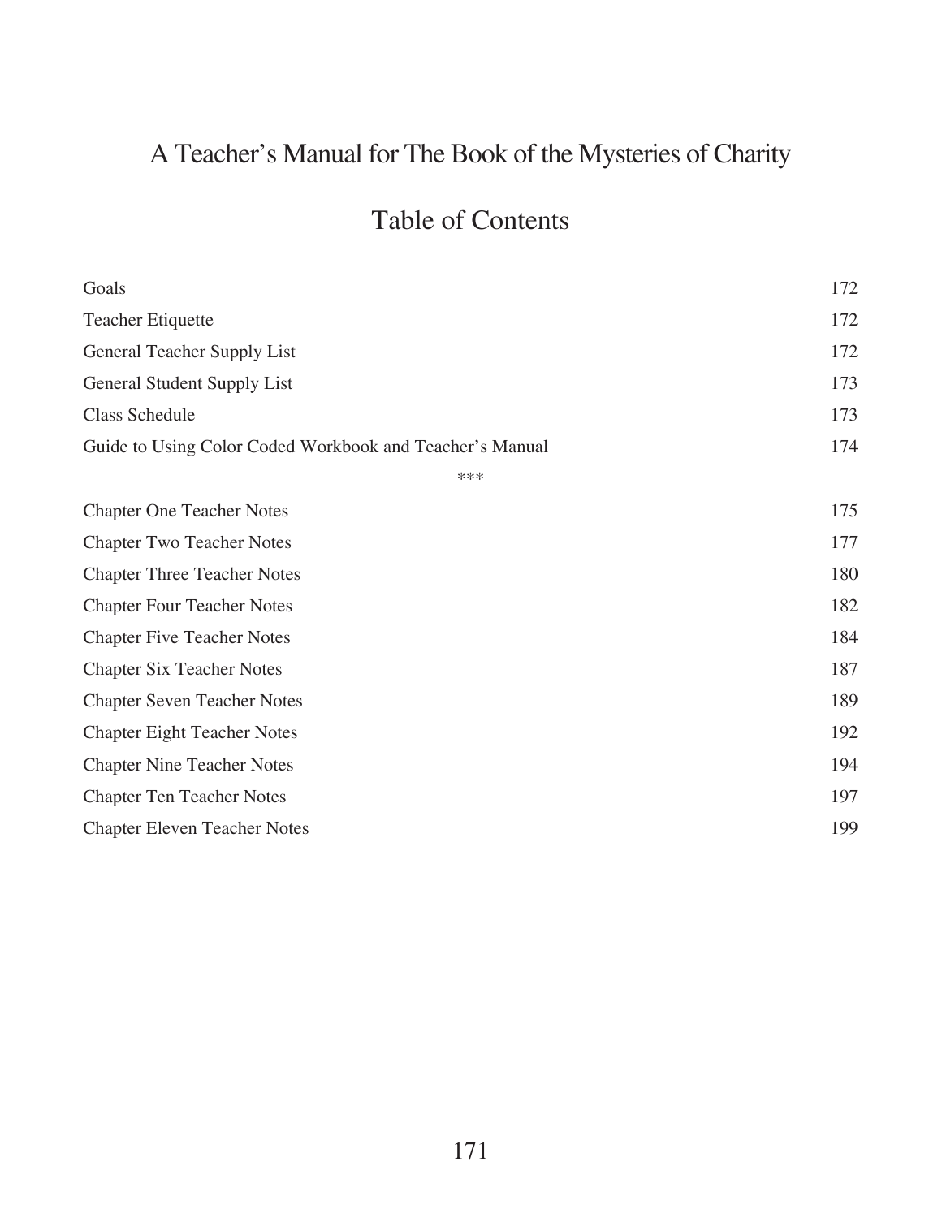# A Teacher's Manual for The Book of the Mysteries of Charity

## Table of Contents

| | |
|---|---|
| Goals | 172 |
| Teacher Etiquette | 172 |
| General Teacher Supply List | 172 |
| General Student Supply List | 173 |
| Class Schedule | 173 |
| Guide to Using Color Coded Workbook and Teacher's Manual | 174 |

***

| | |
|---|---|
| Chapter One Teacher Notes | 175 |
| Chapter Two Teacher Notes | 177 |
| Chapter Three Teacher Notes | 180 |
| Chapter Four Teacher Notes | 182 |
| Chapter Five Teacher Notes | 184 |
| Chapter Six Teacher Notes | 187 |
| Chapter Seven Teacher Notes | 189 |
| Chapter Eight Teacher Notes | 192 |
| Chapter Nine Teacher Notes | 194 |
| Chapter Ten Teacher Notes | 197 |
| Chapter Eleven Teacher Notes | 199 |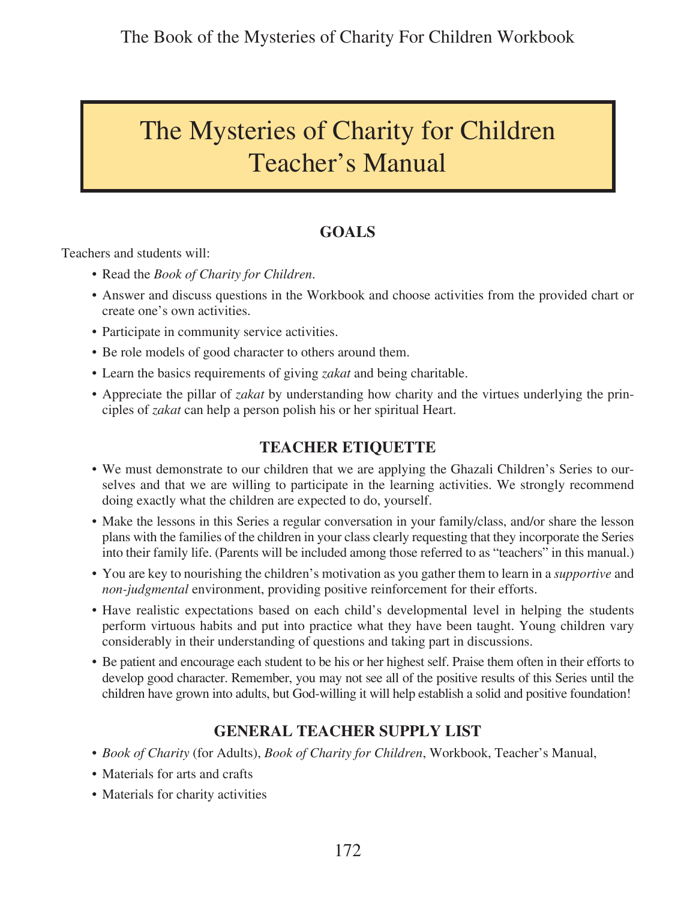# The Mysteries of Charity for Children Teacher's Manual

## GOALS

Teachers and students will:

- Read the *Book of Charity for Children*.
- Answer and discuss questions in the Workbook and choose activities from the provided chart or create one's own activities.
- Participate in community service activities.
- Be role models of good character to others around them.
- Learn the basics requirements of giving *zakat* and being charitable.
- Appreciate the pillar of *zakat* by understanding how charity and the virtues underlying the principles of *zakat* can help a person polish his or her spiritual Heart.

## TEACHER ETIQUETTE

- We must demonstrate to our children that we are applying the Ghazali Children's Series to ourselves and that we are willing to participate in the learning activities. We strongly recommend doing exactly what the children are expected to do, yourself.
- Make the lessons in this Series a regular conversation in your family/class, and/or share the lesson plans with the families of the children in your class clearly requesting that they incorporate the Series into their family life. (Parents will be included among those referred to as "teachers" in this manual.)
- You are key to nourishing the children's motivation as you gather them to learn in a *supportive* and *non-judgmental* environment, providing positive reinforcement for their efforts.
- Have realistic expectations based on each child's developmental level in helping the students perform virtuous habits and put into practice what they have been taught. Young children vary considerably in their understanding of questions and taking part in discussions.
- Be patient and encourage each student to be his or her highest self. Praise them often in their efforts to develop good character. Remember, you may not see all of the positive results of this Series until the children have grown into adults, but God-willing it will help establish a solid and positive foundation!

## GENERAL TEACHER SUPPLY LIST

- *Book of Charity* (for Adults), *Book of Charity for Children*, Workbook, Teacher's Manual,
- Materials for arts and crafts
- Materials for charity activities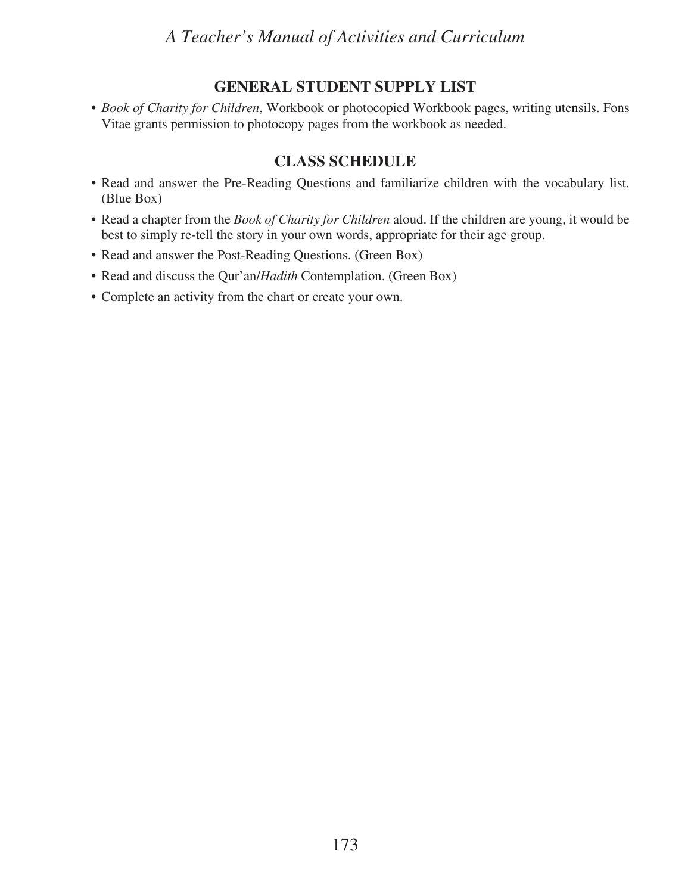## GENERAL STUDENT SUPPLY LIST

- *Book of Charity for Children*, Workbook or photocopied Workbook pages, writing utensils. Fons Vitae grants permission to photocopy pages from the workbook as needed.

## CLASS SCHEDULE

- Read and answer the Pre-Reading Questions and familiarize children with the vocabulary list. (Blue Box)
- Read a chapter from the *Book of Charity for Children* aloud. If the children are young, it would be best to simply re-tell the story in your own words, appropriate for their age group.
- Read and answer the Post-Reading Questions. (Green Box)
- Read and discuss the Qur'an/*Hadith* Contemplation. (Green Box)
- Complete an activity from the chart or create your own.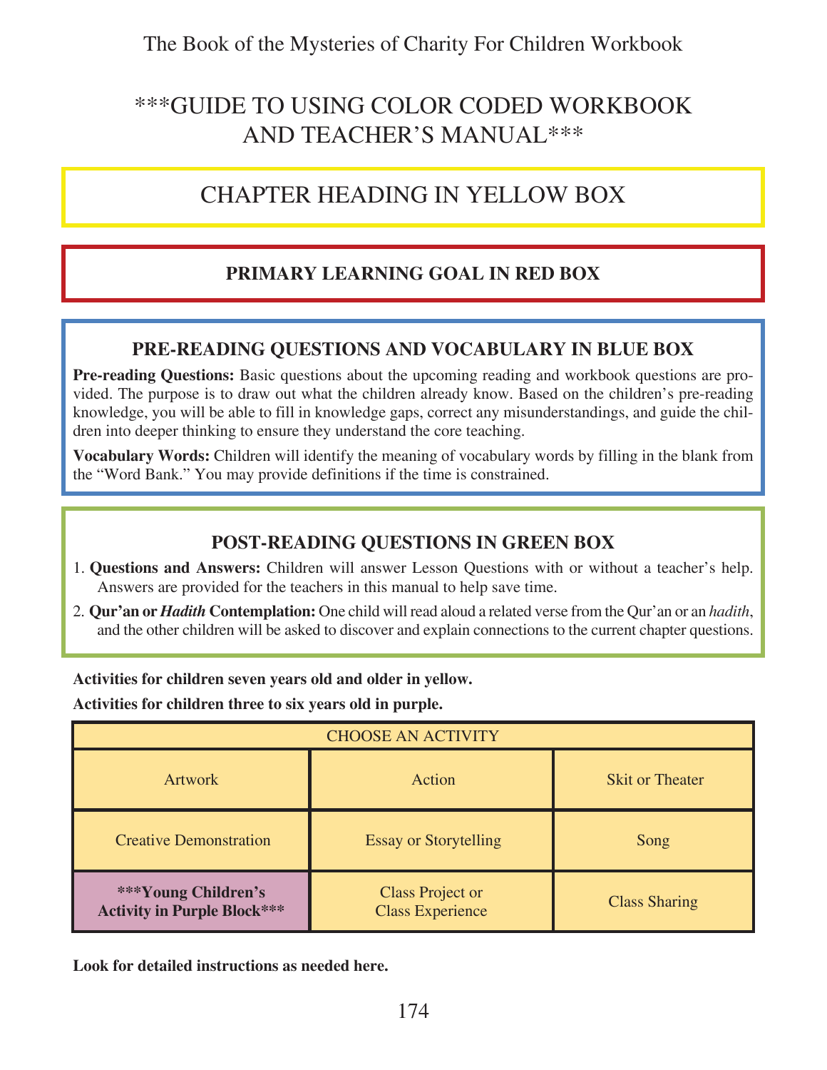# ***GUIDE TO USING COLOR CODED WORKBOOK AND TEACHER'S MANUAL***

## CHAPTER HEADING IN YELLOW BOX

### PRIMARY LEARNING GOAL IN RED BOX

### PRE-READING QUESTIONS AND VOCABULARY IN BLUE BOX

**Pre-reading Questions:** Basic questions about the upcoming reading and workbook questions are provided. The purpose is to draw out what the children already know. Based on the children's pre-reading knowledge, you will be able to fill in knowledge gaps, correct any misunderstandings, and guide the children into deeper thinking to ensure they understand the core teaching.

**Vocabulary Words:** Children will identify the meaning of vocabulary words by filling in the blank from the "Word Bank." You may provide definitions if the time is constrained.

### POST-READING QUESTIONS IN GREEN BOX

1. **Questions and Answers:** Children will answer Lesson Questions with or without a teacher's help. Answers are provided for the teachers in this manual to help save time.
2. **Qur'an or *Hadith* Contemplation:** One child will read aloud a related verse from the Qur'an or an *hadith*, and the other children will be asked to discover and explain connections to the current chapter questions.

**Activities for children seven years old and older in yellow.**

**Activities for children three to six years old in purple.**

| CHOOSE AN ACTIVITY | | |
|---|---|---|
| Artwork | Action | Skit or Theater |
| Creative Demonstration | Essay or Storytelling | Song |
| **\*\*\*Young Children's Activity in Purple Block\*\*\*** | Class Project or Class Experience | Class Sharing |

**Look for detailed instructions as needed here.**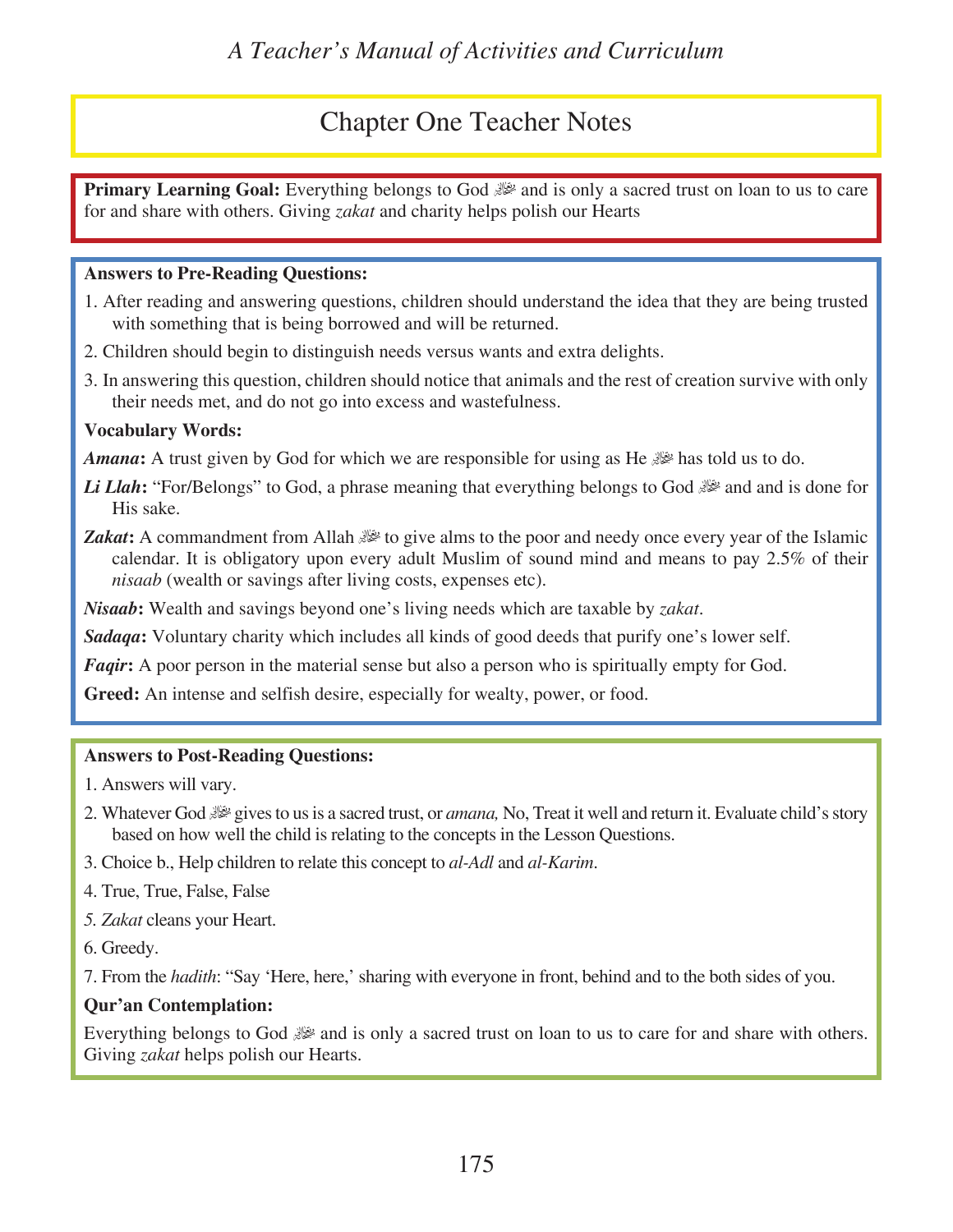## Chapter One Teacher Notes

**Primary Learning Goal:** Everything belongs to God ﷻ and is only a sacred trust on loan to us to care for and share with others. Giving *zakat* and charity helps polish our Hearts

**Answers to Pre-Reading Questions:**

1. After reading and answering questions, children should understand the idea that they are being trusted with something that is being borrowed and will be returned.
2. Children should begin to distinguish needs versus wants and extra delights.
3. In answering this question, children should notice that animals and the rest of creation survive with only their needs met, and do not go into excess and wastefulness.

**Vocabulary Words:**

***Amana*:** A trust given by God for which we are responsible for using as He ﷻ has told us to do.

***Li Llah*:** "For/Belongs" to God, a phrase meaning that everything belongs to God ﷻ and and is done for His sake.

***Zakat*:** A commandment from Allah ﷻ to give alms to the poor and needy once every year of the Islamic calendar. It is obligatory upon every adult Muslim of sound mind and means to pay 2.5% of their *nisaab* (wealth or savings after living costs, expenses etc).

***Nisaab*:** Wealth and savings beyond one's living needs which are taxable by *zakat*.

***Sadaqa*:** Voluntary charity which includes all kinds of good deeds that purify one's lower self.

***Faqir*:** A poor person in the material sense but also a person who is spiritually empty for God.

**Greed:** An intense and selfish desire, especially for wealty, power, or food.

**Answers to Post-Reading Questions:**

1. Answers will vary.
2. Whatever God ﷻ gives to us is a sacred trust, or *amana,* No, Treat it well and return it. Evaluate child's story based on how well the child is relating to the concepts in the Lesson Questions.
3. Choice b., Help children to relate this concept to *al-Adl* and *al-Karim*.
4. True, True, False, False
5. *Zakat* cleans your Heart.
6. Greedy.
7. From the *hadith*: "Say 'Here, here,' sharing with everyone in front, behind and to the both sides of you.

**Qur'an Contemplation:**

Everything belongs to God ﷻ and is only a sacred trust on loan to us to care for and share with others. Giving *zakat* helps polish our Hearts.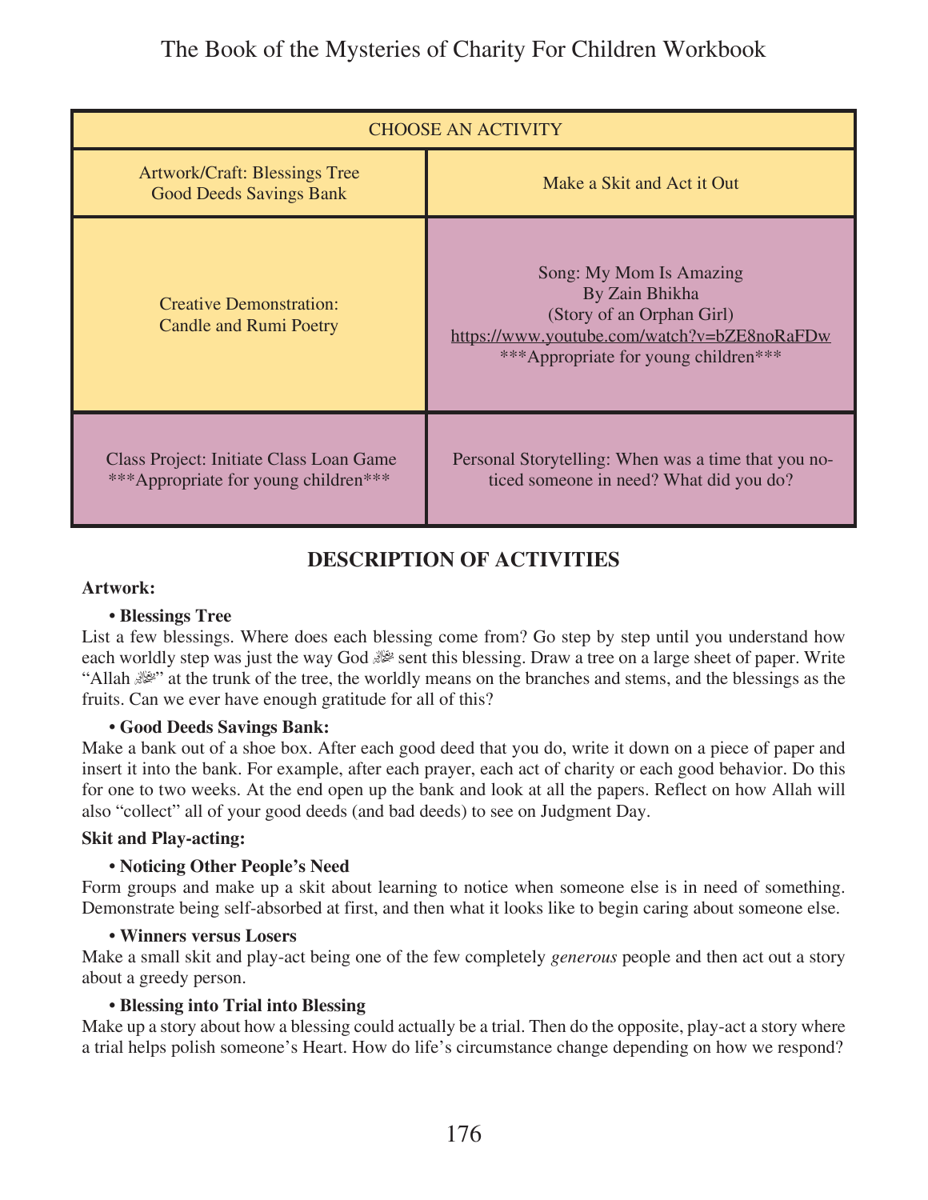| CHOOSE AN ACTIVITY | |
|---|---|
| Artwork/Craft: Blessings Tree<br>Good Deeds Savings Bank | Make a Skit and Act it Out |
| Creative Demonstration:<br>Candle and Rumi Poetry | Song: My Mom Is Amazing<br>By Zain Bhikha<br>(Story of an Orphan Girl)<br>https://www.youtube.com/watch?v=bZE8noRaFDw<br>***Appropriate for young children*** |
| Class Project: Initiate Class Loan Game<br>***Appropriate for young children*** | Personal Storytelling: When was a time that you noticed someone in need? What did you do? |

## DESCRIPTION OF ACTIVITIES

**Artwork:**

**• Blessings Tree**

List a few blessings. Where does each blessing come from? Go step by step until you understand how each worldly step was just the way God ﷻ sent this blessing. Draw a tree on a large sheet of paper. Write "Allah ﷻ" at the trunk of the tree, the worldly means on the branches and stems, and the blessings as the fruits. Can we ever have enough gratitude for all of this?

**• Good Deeds Savings Bank:**

Make a bank out of a shoe box. After each good deed that you do, write it down on a piece of paper and insert it into the bank. For example, after each prayer, each act of charity or each good behavior. Do this for one to two weeks. At the end open up the bank and look at all the papers. Reflect on how Allah will also "collect" all of your good deeds (and bad deeds) to see on Judgment Day.

**Skit and Play-acting:**

**• Noticing Other People's Need**

Form groups and make up a skit about learning to notice when someone else is in need of something. Demonstrate being self-absorbed at first, and then what it looks like to begin caring about someone else.

**• Winners versus Losers**

Make a small skit and play-act being one of the few completely *generous* people and then act out a story about a greedy person.

**• Blessing into Trial into Blessing**

Make up a story about how a blessing could actually be a trial. Then do the opposite, play-act a story where a trial helps polish someone's Heart. How do life's circumstance change depending on how we respond?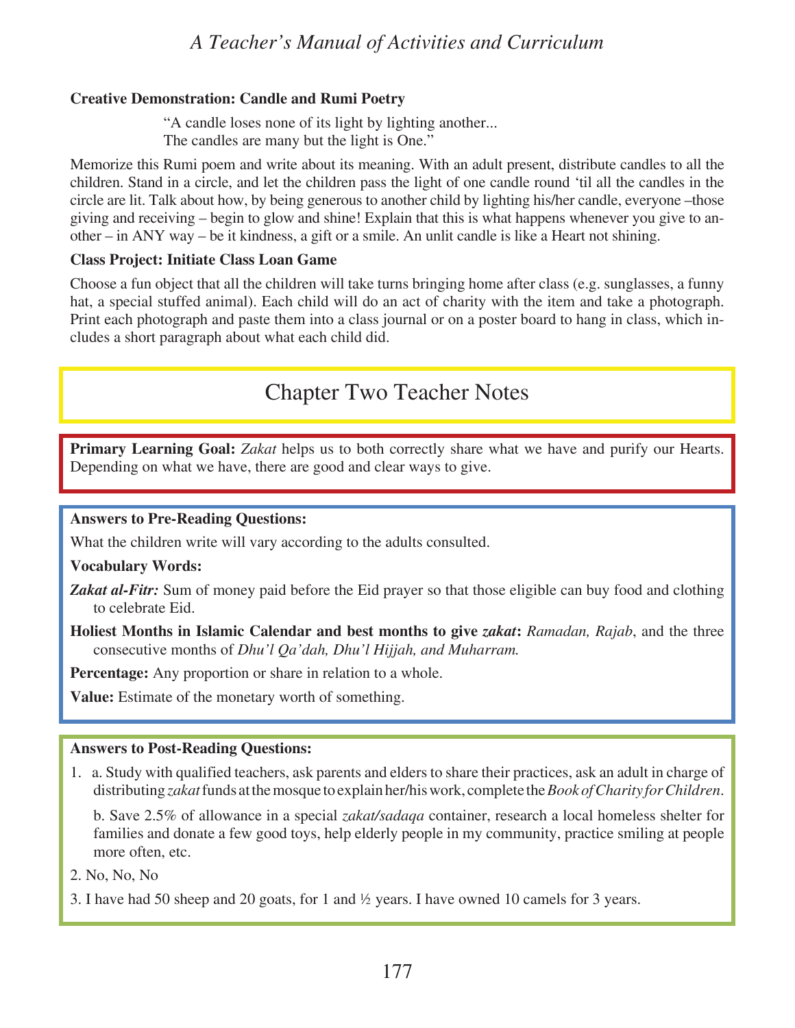**Creative Demonstration: Candle and Rumi Poetry**

> "A candle loses none of its light by lighting another...
> The candles are many but the light is One."

Memorize this Rumi poem and write about its meaning. With an adult present, distribute candles to all the children. Stand in a circle, and let the children pass the light of one candle round 'til all the candles in the circle are lit. Talk about how, by being generous to another child by lighting his/her candle, everyone –those giving and receiving – begin to glow and shine! Explain that this is what happens whenever you give to another – in ANY way – be it kindness, a gift or a smile. An unlit candle is like a Heart not shining.

**Class Project: Initiate Class Loan Game**

Choose a fun object that all the children will take turns bringing home after class (e.g. sunglasses, a funny hat, a special stuffed animal). Each child will do an act of charity with the item and take a photograph. Print each photograph and paste them into a class journal or on a poster board to hang in class, which includes a short paragraph about what each child did.

## Chapter Two Teacher Notes

**Primary Learning Goal:** *Zakat* helps us to both correctly share what we have and purify our Hearts. Depending on what we have, there are good and clear ways to give.

**Answers to Pre-Reading Questions:**

What the children write will vary according to the adults consulted.

**Vocabulary Words:**

***Zakat al-Fitr:*** Sum of money paid before the Eid prayer so that those eligible can buy food and clothing to celebrate Eid.

**Holiest Months in Islamic Calendar and best months to give *zakat*:** *Ramadan, Rajab*, and the three consecutive months of *Dhu'l Qa'dah, Dhu'l Hijjah, and Muharram.*

**Percentage:** Any proportion or share in relation to a whole.

**Value:** Estimate of the monetary worth of something.

**Answers to Post-Reading Questions:**

1. a. Study with qualified teachers, ask parents and elders to share their practices, ask an adult in charge of distributing *zakat* funds at the mosque to explain her/his work, complete the *Book of Charity for Children*.

   b. Save 2.5% of allowance in a special *zakat/sadaqa* container, research a local homeless shelter for families and donate a few good toys, help elderly people in my community, practice smiling at people more often, etc.

2. No, No, No

3. I have had 50 sheep and 20 goats, for 1 and ½ years. I have owned 10 camels for 3 years.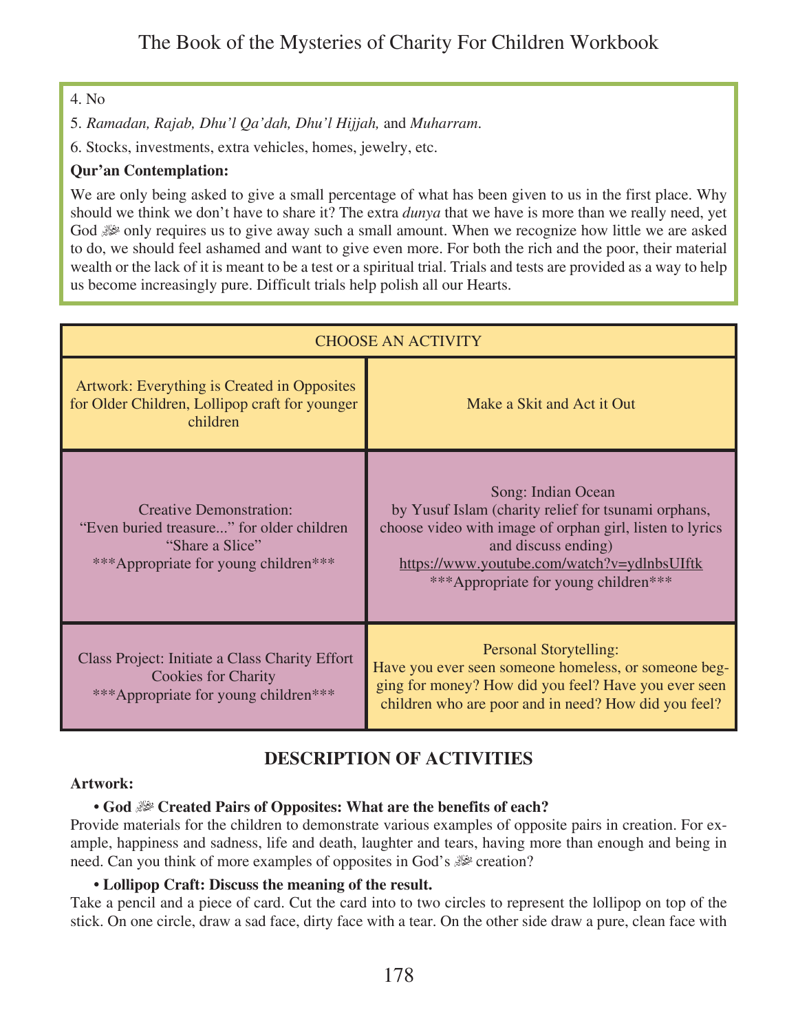4. No

5. *Ramadan, Rajab, Dhu'l Qa'dah, Dhu'l Hijjah,* and *Muharram.*

6. Stocks, investments, extra vehicles, homes, jewelry, etc.

**Qur'an Contemplation:**

We are only being asked to give a small percentage of what has been given to us in the first place. Why should we think we don't have to share it? The extra *dunya* that we have is more than we really need, yet God ﷻ only requires us to give away such a small amount. When we recognize how little we are asked to do, we should feel ashamed and want to give even more. For both the rich and the poor, their material wealth or the lack of it is meant to be a test or a spiritual trial. Trials and tests are provided as a way to help us become increasingly pure. Difficult trials help polish all our Hearts.

| CHOOSE AN ACTIVITY | |
|---|---|
| Artwork: Everything is Created in Opposites for Older Children, Lollipop craft for younger children | Make a Skit and Act it Out |
| Creative Demonstration: "Even buried treasure..." for older children "Share a Slice" ***Appropriate for young children*** | Song: Indian Ocean by Yusuf Islam (charity relief for tsunami orphans, choose video with image of orphan girl, listen to lyrics and discuss ending) https://www.youtube.com/watch?v=ydlnbsUIftk ***Appropriate for young children*** |
| Class Project: Initiate a Class Charity Effort Cookies for Charity ***Appropriate for young children*** | Personal Storytelling: Have you ever seen someone homeless, or someone begging for money? How did you feel? Have you ever seen children who are poor and in need? How did you feel? |

## DESCRIPTION OF ACTIVITIES

**Artwork:**

- **God ﷻ Created Pairs of Opposites: What are the benefits of each?**

Provide materials for the children to demonstrate various examples of opposite pairs in creation. For example, happiness and sadness, life and death, laughter and tears, having more than enough and being in need. Can you think of more examples of opposites in God's ﷻ creation?

- **Lollipop Craft: Discuss the meaning of the result.**

Take a pencil and a piece of card. Cut the card into to two circles to represent the lollipop on top of the stick. On one circle, draw a sad face, dirty face with a tear. On the other side draw a pure, clean face with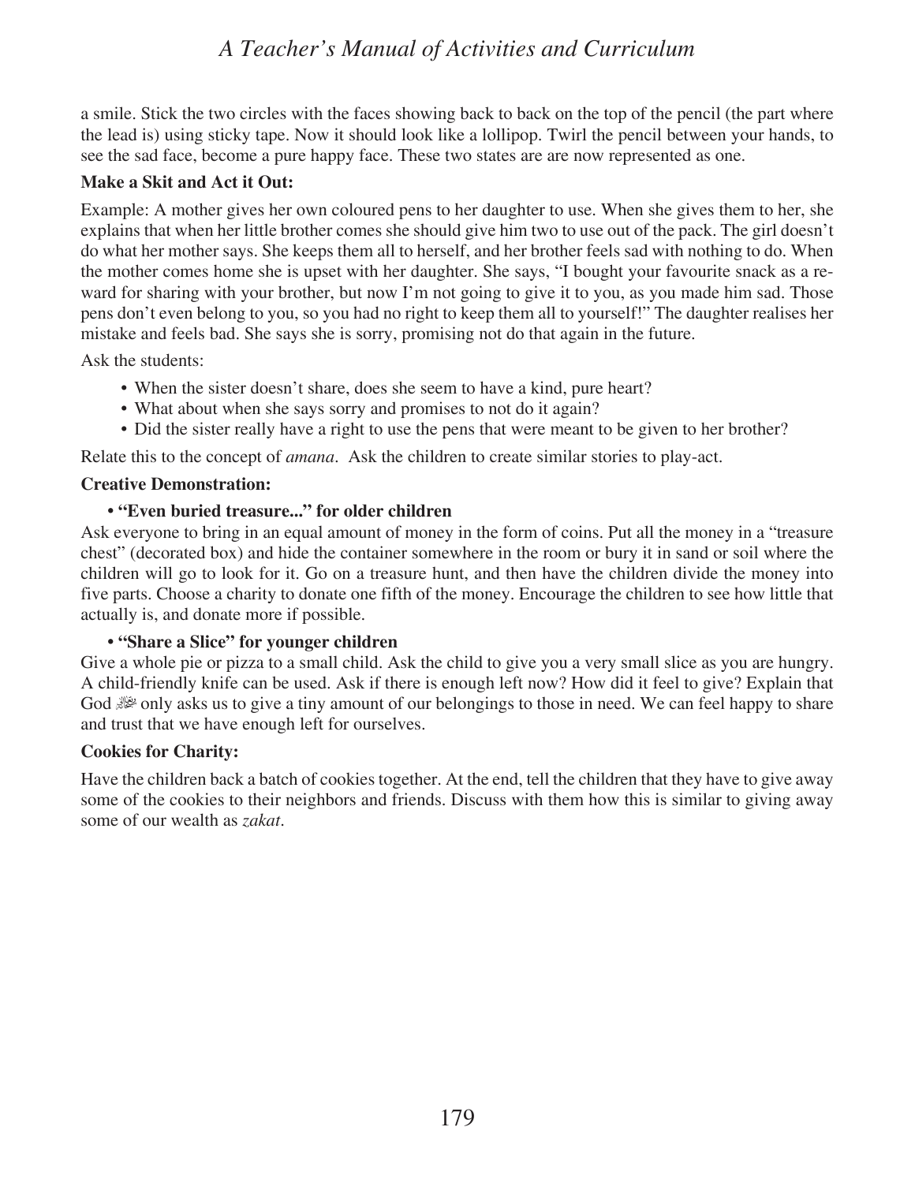a smile. Stick the two circles with the faces showing back to back on the top of the pencil (the part where the lead is) using sticky tape. Now it should look like a lollipop. Twirl the pencil between your hands, to see the sad face, become a pure happy face. These two states are are now represented as one.

**Make a Skit and Act it Out:**

Example: A mother gives her own coloured pens to her daughter to use. When she gives them to her, she explains that when her little brother comes she should give him two to use out of the pack. The girl doesn't do what her mother says. She keeps them all to herself, and her brother feels sad with nothing to do. When the mother comes home she is upset with her daughter. She says, "I bought your favourite snack as a reward for sharing with your brother, but now I'm not going to give it to you, as you made him sad. Those pens don't even belong to you, so you had no right to keep them all to yourself!" The daughter realises her mistake and feels bad. She says she is sorry, promising not do that again in the future.

Ask the students:

- When the sister doesn't share, does she seem to have a kind, pure heart?
- What about when she says sorry and promises to not do it again?
- Did the sister really have a right to use the pens that were meant to be given to her brother?

Relate this to the concept of *amana*. Ask the children to create similar stories to play-act.

**Creative Demonstration:**

- **"Even buried treasure..." for older children**

Ask everyone to bring in an equal amount of money in the form of coins. Put all the money in a "treasure chest" (decorated box) and hide the container somewhere in the room or bury it in sand or soil where the children will go to look for it. Go on a treasure hunt, and then have the children divide the money into five parts. Choose a charity to donate one fifth of the money. Encourage the children to see how little that actually is, and donate more if possible.

- **"Share a Slice" for younger children**

Give a whole pie or pizza to a small child. Ask the child to give you a very small slice as you are hungry. A child-friendly knife can be used. Ask if there is enough left now? How did it feel to give? Explain that God ﷻ only asks us to give a tiny amount of our belongings to those in need. We can feel happy to share and trust that we have enough left for ourselves.

**Cookies for Charity:**

Have the children back a batch of cookies together. At the end, tell the children that they have to give away some of the cookies to their neighbors and friends. Discuss with them how this is similar to giving away some of our wealth as *zakat*.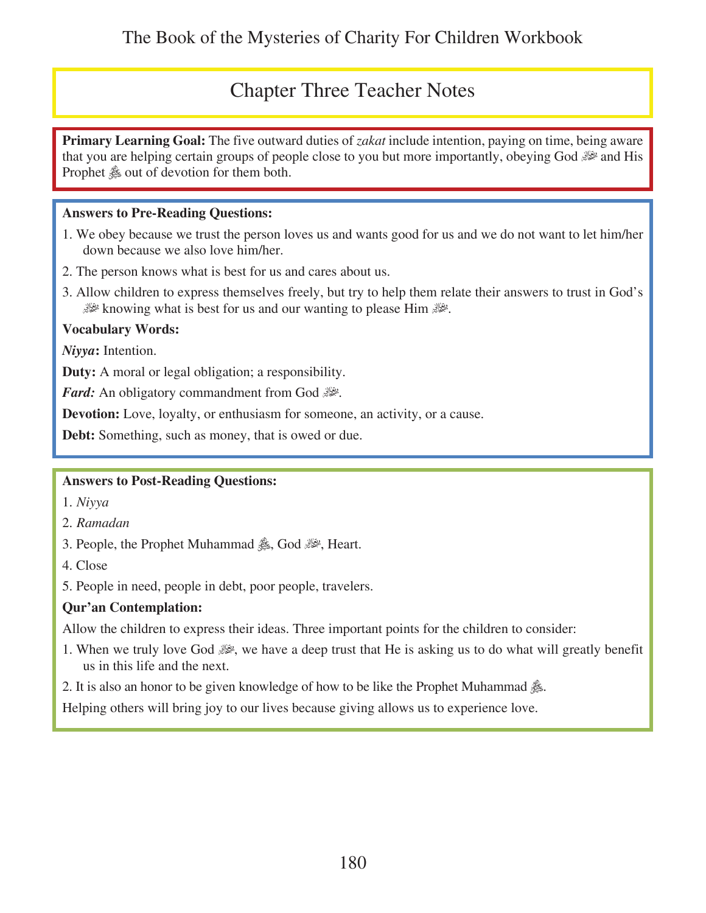## Chapter Three Teacher Notes

**Primary Learning Goal:** The five outward duties of *zakat* include intention, paying on time, being aware that you are helping certain groups of people close to you but more importantly, obeying God ﷻ and His Prophet ﷺ out of devotion for them both.

**Answers to Pre-Reading Questions:**

1. We obey because we trust the person loves us and wants good for us and we do not want to let him/her down because we also love him/her.
2. The person knows what is best for us and cares about us.
3. Allow children to express themselves freely, but try to help them relate their answers to trust in God's ﷻ knowing what is best for us and our wanting to please Him ﷻ.

**Vocabulary Words:**

***Niyya*:** Intention.

**Duty:** A moral or legal obligation; a responsibility.

***Fard:*** An obligatory commandment from God ﷻ.

**Devotion:** Love, loyalty, or enthusiasm for someone, an activity, or a cause.

**Debt:** Something, such as money, that is owed or due.

**Answers to Post-Reading Questions:**

1. *Niyya*
2. *Ramadan*
3. People, the Prophet Muhammad ﷺ, God ﷻ, Heart.
4. Close
5. People in need, people in debt, poor people, travelers.

**Qur'an Contemplation:**

Allow the children to express their ideas. Three important points for the children to consider:

1. When we truly love God ﷻ, we have a deep trust that He is asking us to do what will greatly benefit us in this life and the next.
2. It is also an honor to be given knowledge of how to be like the Prophet Muhammad ﷺ.

Helping others will bring joy to our lives because giving allows us to experience love.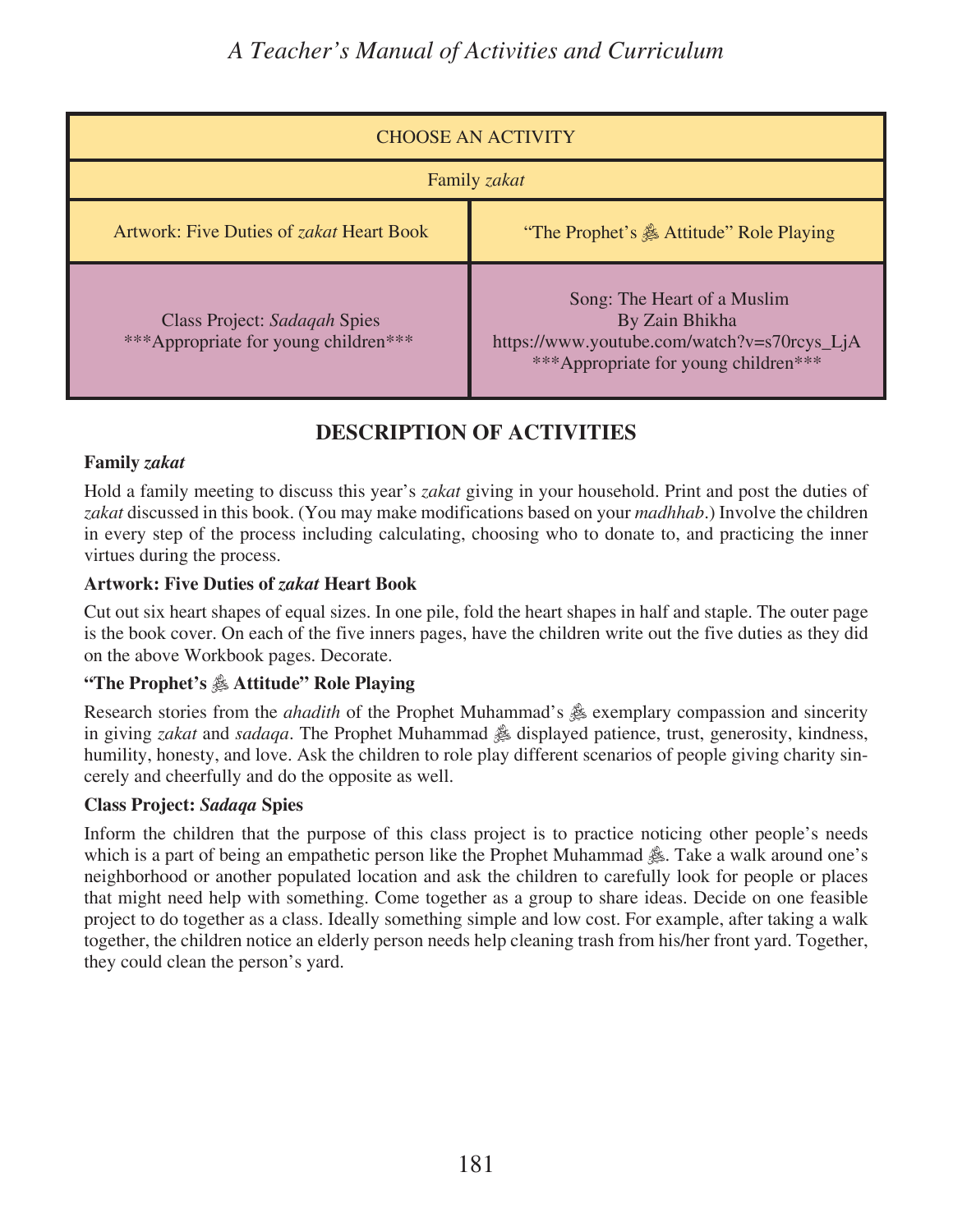| CHOOSE AN ACTIVITY | |
|---|---|
| Family *zakat* | |
| Artwork: Five Duties of *zakat* Heart Book | "The Prophet's ﷺ Attitude" Role Playing |
| Class Project: *Sadaqah* Spies ***Appropriate for young children*** | Song: The Heart of a Muslim By Zain Bhikha https://www.youtube.com/watch?v=s70rcys_LjA ***Appropriate for young children*** |

## DESCRIPTION OF ACTIVITIES

**Family *zakat***

Hold a family meeting to discuss this year's *zakat* giving in your household. Print and post the duties of *zakat* discussed in this book. (You may make modifications based on your *madhhab*.) Involve the children in every step of the process including calculating, choosing who to donate to, and practicing the inner virtues during the process.

**Artwork: Five Duties of *zakat* Heart Book**

Cut out six heart shapes of equal sizes. In one pile, fold the heart shapes in half and staple. The outer page is the book cover. On each of the five inners pages, have the children write out the five duties as they did on the above Workbook pages. Decorate.

**"The Prophet's ﷺ Attitude" Role Playing**

Research stories from the *ahadith* of the Prophet Muhammad's ﷺ exemplary compassion and sincerity in giving *zakat* and *sadaqa*. The Prophet Muhammad ﷺ displayed patience, trust, generosity, kindness, humility, honesty, and love. Ask the children to role play different scenarios of people giving charity sincerely and cheerfully and do the opposite as well.

**Class Project: *Sadaqa* Spies**

Inform the children that the purpose of this class project is to practice noticing other people's needs which is a part of being an empathetic person like the Prophet Muhammad ﷺ. Take a walk around one's neighborhood or another populated location and ask the children to carefully look for people or places that might need help with something. Come together as a group to share ideas. Decide on one feasible project to do together as a class. Ideally something simple and low cost. For example, after taking a walk together, the children notice an elderly person needs help cleaning trash from his/her front yard. Together, they could clean the person's yard.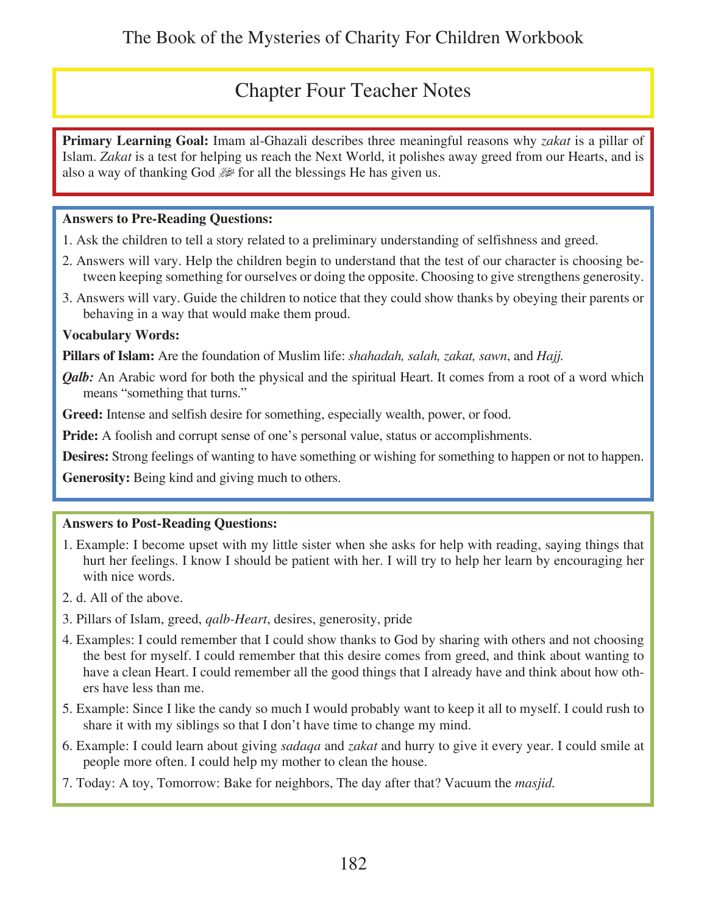## Chapter Four Teacher Notes

**Primary Learning Goal:** Imam al-Ghazali describes three meaningful reasons why *zakat* is a pillar of Islam. *Zakat* is a test for helping us reach the Next World, it polishes away greed from our Hearts, and is also a way of thanking God ﷻ for all the blessings He has given us.

**Answers to Pre-Reading Questions:**

1. Ask the children to tell a story related to a preliminary understanding of selfishness and greed.
2. Answers will vary. Help the children begin to understand that the test of our character is choosing between keeping something for ourselves or doing the opposite. Choosing to give strengthens generosity.
3. Answers will vary. Guide the children to notice that they could show thanks by obeying their parents or behaving in a way that would make them proud.

**Vocabulary Words:**

**Pillars of Islam:** Are the foundation of Muslim life: *shahadah, salah, zakat, sawn*, and *Hajj.*

***Qalb:*** An Arabic word for both the physical and the spiritual Heart. It comes from a root of a word which means "something that turns."

**Greed:** Intense and selfish desire for something, especially wealth, power, or food.

**Pride:** A foolish and corrupt sense of one's personal value, status or accomplishments.

**Desires:** Strong feelings of wanting to have something or wishing for something to happen or not to happen.

**Generosity:** Being kind and giving much to others.

**Answers to Post-Reading Questions:**

1. Example: I become upset with my little sister when she asks for help with reading, saying things that hurt her feelings. I know I should be patient with her. I will try to help her learn by encouraging her with nice words.
2. d. All of the above.
3. Pillars of Islam, greed, *qalb-Heart*, desires, generosity, pride
4. Examples: I could remember that I could show thanks to God by sharing with others and not choosing the best for myself. I could remember that this desire comes from greed, and think about wanting to have a clean Heart. I could remember all the good things that I already have and think about how others have less than me.
5. Example: Since I like the candy so much I would probably want to keep it all to myself. I could rush to share it with my siblings so that I don't have time to change my mind.
6. Example: I could learn about giving *sadaqa* and *zakat* and hurry to give it every year. I could smile at people more often. I could help my mother to clean the house.
7. Today: A toy, Tomorrow: Bake for neighbors, The day after that? Vacuum the *masjid.*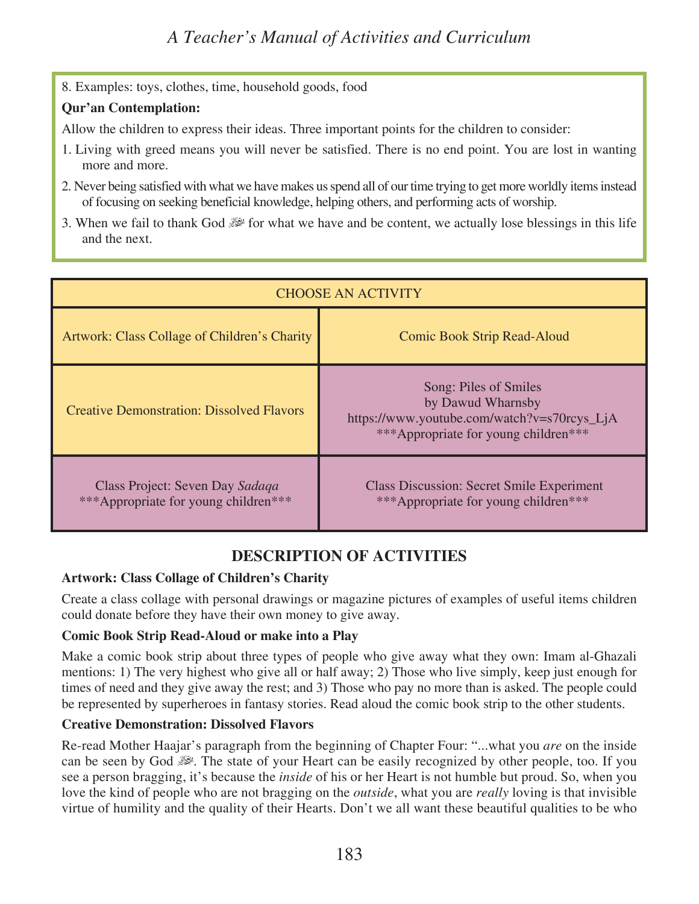8. Examples: toys, clothes, time, household goods, food

**Qur'an Contemplation:**

Allow the children to express their ideas. Three important points for the children to consider:

1. Living with greed means you will never be satisfied. There is no end point. You are lost in wanting more and more.
2. Never being satisfied with what we have makes us spend all of our time trying to get more worldly items instead of focusing on seeking beneficial knowledge, helping others, and performing acts of worship.
3. When we fail to thank God ﷻ for what we have and be content, we actually lose blessings in this life and the next.

| CHOOSE AN ACTIVITY | |
|---|---|
| Artwork: Class Collage of Children's Charity | Comic Book Strip Read-Aloud |
| Creative Demonstration: Dissolved Flavors | Song: Piles of Smiles by Dawud Wharnsby https://www.youtube.com/watch?v=s70rcys_LjA ***Appropriate for young children*** |
| Class Project: Seven Day *Sadaqa* ***Appropriate for young children*** | Class Discussion: Secret Smile Experiment ***Appropriate for young children*** |

## DESCRIPTION OF ACTIVITIES

**Artwork: Class Collage of Children's Charity**

Create a class collage with personal drawings or magazine pictures of examples of useful items children could donate before they have their own money to give away.

**Comic Book Strip Read-Aloud or make into a Play**

Make a comic book strip about three types of people who give away what they own: Imam al-Ghazali mentions: 1) The very highest who give all or half away; 2) Those who live simply, keep just enough for times of need and they give away the rest; and 3) Those who pay no more than is asked. The people could be represented by superheroes in fantasy stories. Read aloud the comic book strip to the other students.

**Creative Demonstration: Dissolved Flavors**

Re-read Mother Haajar's paragraph from the beginning of Chapter Four: "...what you *are* on the inside can be seen by God ﷻ. The state of your Heart can be easily recognized by other people, too. If you see a person bragging, it's because the *inside* of his or her Heart is not humble but proud. So, when you love the kind of people who are not bragging on the *outside*, what you are *really* loving is that invisible virtue of humility and the quality of their Hearts. Don't we all want these beautiful qualities to be who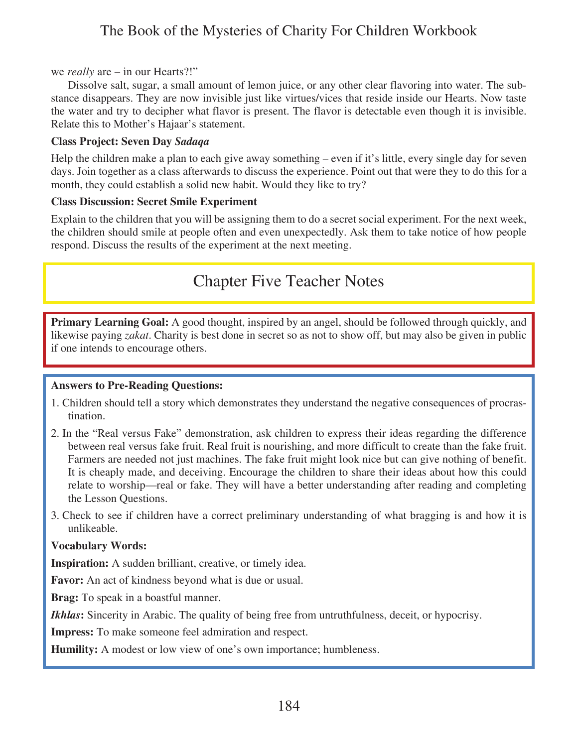we *really* are – in our Hearts?!"

Dissolve salt, sugar, a small amount of lemon juice, or any other clear flavoring into water. The substance disappears. They are now invisible just like virtues/vices that reside inside our Hearts. Now taste the water and try to decipher what flavor is present. The flavor is detectable even though it is invisible. Relate this to Mother's Hajaar's statement.

**Class Project: Seven Day *Sadaqa***

Help the children make a plan to each give away something – even if it's little, every single day for seven days. Join together as a class afterwards to discuss the experience. Point out that were they to do this for a month, they could establish a solid new habit. Would they like to try?

**Class Discussion: Secret Smile Experiment**

Explain to the children that you will be assigning them to do a secret social experiment. For the next week, the children should smile at people often and even unexpectedly. Ask them to take notice of how people respond. Discuss the results of the experiment at the next meeting.

## Chapter Five Teacher Notes

**Primary Learning Goal:** A good thought, inspired by an angel, should be followed through quickly, and likewise paying *zakat*. Charity is best done in secret so as not to show off, but may also be given in public if one intends to encourage others.

**Answers to Pre-Reading Questions:**

1. Children should tell a story which demonstrates they understand the negative consequences of procrastination.
2. In the "Real versus Fake" demonstration, ask children to express their ideas regarding the difference between real versus fake fruit. Real fruit is nourishing, and more difficult to create than the fake fruit. Farmers are needed not just machines. The fake fruit might look nice but can give nothing of benefit. It is cheaply made, and deceiving. Encourage the children to share their ideas about how this could relate to worship—real or fake. They will have a better understanding after reading and completing the Lesson Questions.
3. Check to see if children have a correct preliminary understanding of what bragging is and how it is unlikeable.

**Vocabulary Words:**

**Inspiration:** A sudden brilliant, creative, or timely idea.

**Favor:** An act of kindness beyond what is due or usual.

**Brag:** To speak in a boastful manner.

***Ikhlas*:** Sincerity in Arabic. The quality of being free from untruthfulness, deceit, or hypocrisy.

**Impress:** To make someone feel admiration and respect.

**Humility:** A modest or low view of one's own importance; humbleness.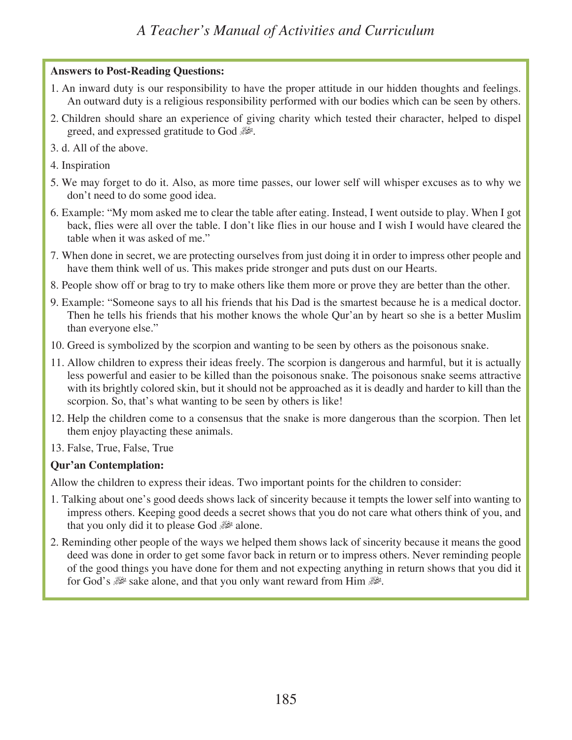**Answers to Post-Reading Questions:**

1. An inward duty is our responsibility to have the proper attitude in our hidden thoughts and feelings. An outward duty is a religious responsibility performed with our bodies which can be seen by others.
2. Children should share an experience of giving charity which tested their character, helped to dispel greed, and expressed gratitude to God ﷻ.
3. d. All of the above.
4. Inspiration
5. We may forget to do it. Also, as more time passes, our lower self will whisper excuses as to why we don't need to do some good idea.
6. Example: "My mom asked me to clear the table after eating. Instead, I went outside to play. When I got back, flies were all over the table. I don't like flies in our house and I wish I would have cleared the table when it was asked of me."
7. When done in secret, we are protecting ourselves from just doing it in order to impress other people and have them think well of us. This makes pride stronger and puts dust on our Hearts.
8. People show off or brag to try to make others like them more or prove they are better than the other.
9. Example: "Someone says to all his friends that his Dad is the smartest because he is a medical doctor. Then he tells his friends that his mother knows the whole Qur'an by heart so she is a better Muslim than everyone else."
10. Greed is symbolized by the scorpion and wanting to be seen by others as the poisonous snake.
11. Allow children to express their ideas freely. The scorpion is dangerous and harmful, but it is actually less powerful and easier to be killed than the poisonous snake. The poisonous snake seems attractive with its brightly colored skin, but it should not be approached as it is deadly and harder to kill than the scorpion. So, that's what wanting to be seen by others is like!
12. Help the children come to a consensus that the snake is more dangerous than the scorpion. Then let them enjoy playacting these animals.
13. False, True, False, True

**Qur'an Contemplation:**

Allow the children to express their ideas. Two important points for the children to consider:

1. Talking about one's good deeds shows lack of sincerity because it tempts the lower self into wanting to impress others. Keeping good deeds a secret shows that you do not care what others think of you, and that you only did it to please God ﷻ alone.
2. Reminding other people of the ways we helped them shows lack of sincerity because it means the good deed was done in order to get some favor back in return or to impress others. Never reminding people of the good things you have done for them and not expecting anything in return shows that you did it for God's ﷻ sake alone, and that you only want reward from Him ﷻ.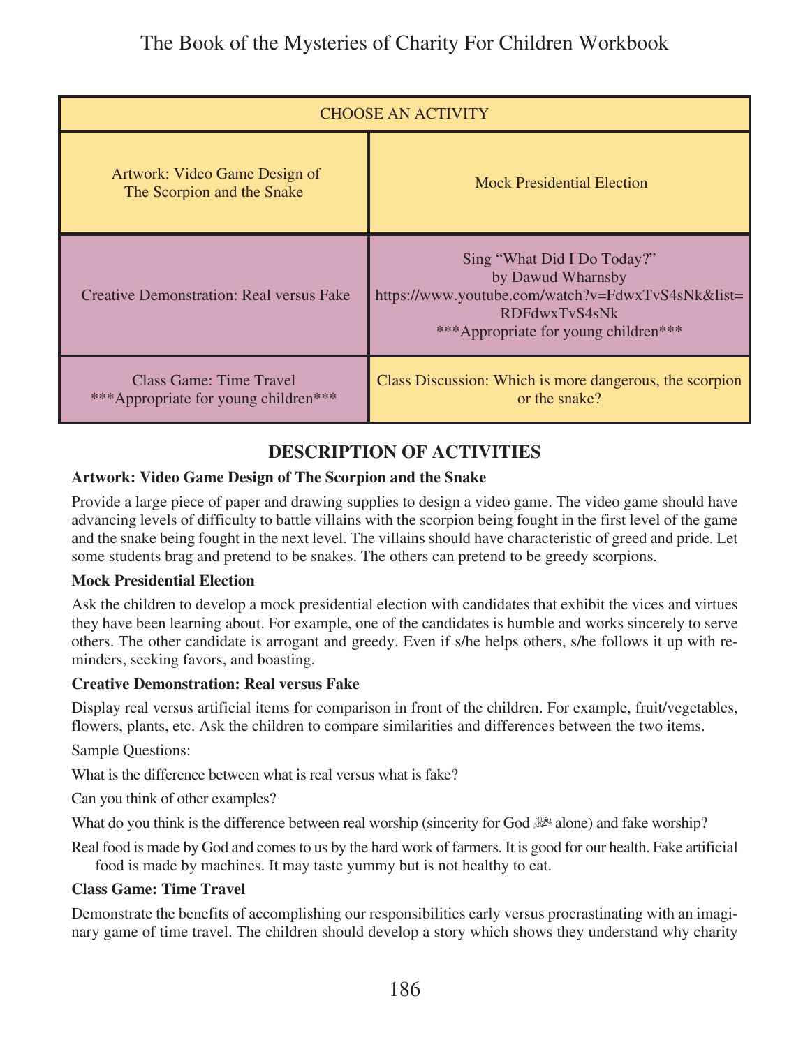| CHOOSE AN ACTIVITY | |
|---|---|
| Artwork: Video Game Design of The Scorpion and the Snake | Mock Presidential Election |
| Creative Demonstration: Real versus Fake | Sing "What Did I Do Today?" by Dawud Wharnsby https://www.youtube.com/watch?v=FdwxTvS4sNk&list=RDFdwxTvS4sNk ***Appropriate for young children*** |
| Class Game: Time Travel ***Appropriate for young children*** | Class Discussion: Which is more dangerous, the scorpion or the snake? |

## DESCRIPTION OF ACTIVITIES

**Artwork: Video Game Design of The Scorpion and the Snake**

Provide a large piece of paper and drawing supplies to design a video game. The video game should have advancing levels of difficulty to battle villains with the scorpion being fought in the first level of the game and the snake being fought in the next level. The villains should have characteristic of greed and pride. Let some students brag and pretend to be snakes. The others can pretend to be greedy scorpions.

**Mock Presidential Election**

Ask the children to develop a mock presidential election with candidates that exhibit the vices and virtues they have been learning about. For example, one of the candidates is humble and works sincerely to serve others. The other candidate is arrogant and greedy. Even if s/he helps others, s/he follows it up with reminders, seeking favors, and boasting.

**Creative Demonstration: Real versus Fake**

Display real versus artificial items for comparison in front of the children. For example, fruit/vegetables, flowers, plants, etc. Ask the children to compare similarities and differences between the two items.

Sample Questions:

What is the difference between what is real versus what is fake?

Can you think of other examples?

What do you think is the difference between real worship (sincerity for God ﷻ alone) and fake worship?

Real food is made by God and comes to us by the hard work of farmers. It is good for our health. Fake artificial food is made by machines. It may taste yummy but is not healthy to eat.

**Class Game: Time Travel**

Demonstrate the benefits of accomplishing our responsibilities early versus procrastinating with an imaginary game of time travel. The children should develop a story which shows they understand why charity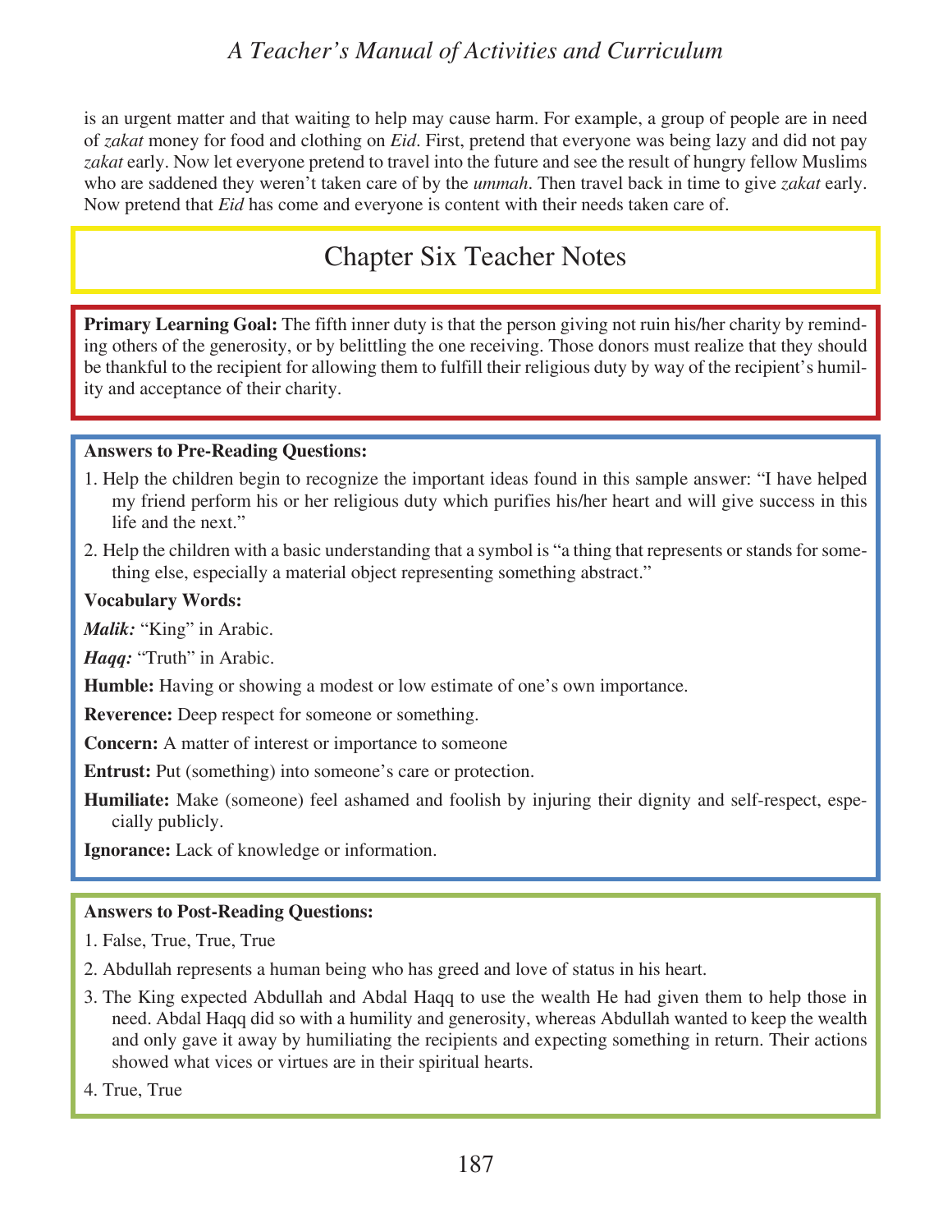is an urgent matter and that waiting to help may cause harm. For example, a group of people are in need of *zakat* money for food and clothing on *Eid*. First, pretend that everyone was being lazy and did not pay *zakat* early. Now let everyone pretend to travel into the future and see the result of hungry fellow Muslims who are saddened they weren't taken care of by the *ummah*. Then travel back in time to give *zakat* early. Now pretend that *Eid* has come and everyone is content with their needs taken care of.

## Chapter Six Teacher Notes

**Primary Learning Goal:** The fifth inner duty is that the person giving not ruin his/her charity by reminding others of the generosity, or by belittling the one receiving. Those donors must realize that they should be thankful to the recipient for allowing them to fulfill their religious duty by way of the recipient's humility and acceptance of their charity.

**Answers to Pre-Reading Questions:**

1. Help the children begin to recognize the important ideas found in this sample answer: "I have helped my friend perform his or her religious duty which purifies his/her heart and will give success in this life and the next."
2. Help the children with a basic understanding that a symbol is "a thing that represents or stands for something else, especially a material object representing something abstract."

**Vocabulary Words:**

***Malik:*** "King" in Arabic.

***Haqq:*** "Truth" in Arabic.

**Humble:** Having or showing a modest or low estimate of one's own importance.

**Reverence:** Deep respect for someone or something.

**Concern:** A matter of interest or importance to someone

**Entrust:** Put (something) into someone's care or protection.

**Humiliate:** Make (someone) feel ashamed and foolish by injuring their dignity and self-respect, especially publicly.

**Ignorance:** Lack of knowledge or information.

**Answers to Post-Reading Questions:**

1. False, True, True, True
2. Abdullah represents a human being who has greed and love of status in his heart.
3. The King expected Abdullah and Abdal Haqq to use the wealth He had given them to help those in need. Abdal Haqq did so with a humility and generosity, whereas Abdullah wanted to keep the wealth and only gave it away by humiliating the recipients and expecting something in return. Their actions showed what vices or virtues are in their spiritual hearts.
4. True, True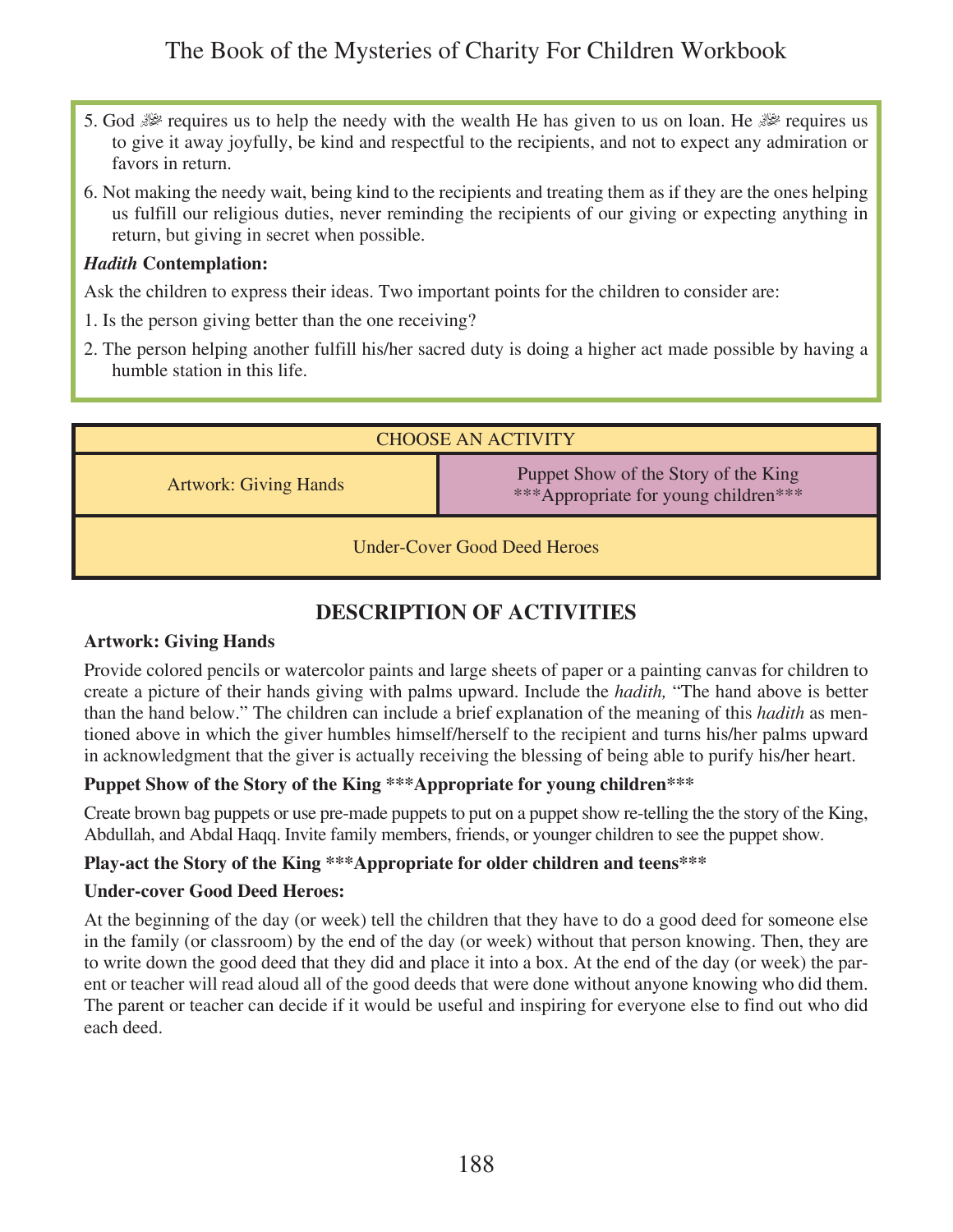5. God ﷻ requires us to help the needy with the wealth He has given to us on loan. He ﷻ requires us to give it away joyfully, be kind and respectful to the recipients, and not to expect any admiration or favors in return.
6. Not making the needy wait, being kind to the recipients and treating them as if they are the ones helping us fulfill our religious duties, never reminding the recipients of our giving or expecting anything in return, but giving in secret when possible.

***Hadith* Contemplation:**

Ask the children to express their ideas. Two important points for the children to consider are:

1. Is the person giving better than the one receiving?
2. The person helping another fulfill his/her sacred duty is doing a higher act made possible by having a humble station in this life.

| CHOOSE AN ACTIVITY | |
|---|---|
| Artwork: Giving Hands | Puppet Show of the Story of the King ***Appropriate for young children*** |
| Under-Cover Good Deed Heroes | |

## DESCRIPTION OF ACTIVITIES

**Artwork: Giving Hands**

Provide colored pencils or watercolor paints and large sheets of paper or a painting canvas for children to create a picture of their hands giving with palms upward. Include the *hadith,* "The hand above is better than the hand below." The children can include a brief explanation of the meaning of this *hadith* as mentioned above in which the giver humbles himself/herself to the recipient and turns his/her palms upward in acknowledgment that the giver is actually receiving the blessing of being able to purify his/her heart.

**Puppet Show of the Story of the King ***Appropriate for young children*****

Create brown bag puppets or use pre-made puppets to put on a puppet show re-telling the the story of the King, Abdullah, and Abdal Haqq. Invite family members, friends, or younger children to see the puppet show.

**Play-act the Story of the King ***Appropriate for older children and teens*****

**Under-cover Good Deed Heroes:**

At the beginning of the day (or week) tell the children that they have to do a good deed for someone else in the family (or classroom) by the end of the day (or week) without that person knowing. Then, they are to write down the good deed that they did and place it into a box. At the end of the day (or week) the parent or teacher will read aloud all of the good deeds that were done without anyone knowing who did them. The parent or teacher can decide if it would be useful and inspiring for everyone else to find out who did each deed.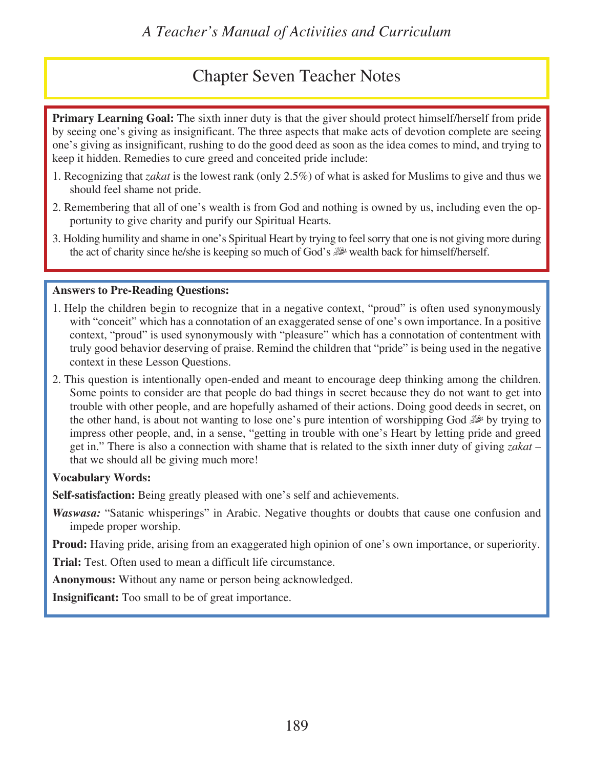## Chapter Seven Teacher Notes

**Primary Learning Goal:** The sixth inner duty is that the giver should protect himself/herself from pride by seeing one's giving as insignificant. The three aspects that make acts of devotion complete are seeing one's giving as insignificant, rushing to do the good deed as soon as the idea comes to mind, and trying to keep it hidden. Remedies to cure greed and conceited pride include:

1. Recognizing that *zakat* is the lowest rank (only 2.5%) of what is asked for Muslims to give and thus we should feel shame not pride.
2. Remembering that all of one's wealth is from God and nothing is owned by us, including even the opportunity to give charity and purify our Spiritual Hearts.
3. Holding humility and shame in one's Spiritual Heart by trying to feel sorry that one is not giving more during the act of charity since he/she is keeping so much of God's ﷻ wealth back for himself/herself.

**Answers to Pre-Reading Questions:**

1. Help the children begin to recognize that in a negative context, "proud" is often used synonymously with "conceit" which has a connotation of an exaggerated sense of one's own importance. In a positive context, "proud" is used synonymously with "pleasure" which has a connotation of contentment with truly good behavior deserving of praise. Remind the children that "pride" is being used in the negative context in these Lesson Questions.
2. This question is intentionally open-ended and meant to encourage deep thinking among the children. Some points to consider are that people do bad things in secret because they do not want to get into trouble with other people, and are hopefully ashamed of their actions. Doing good deeds in secret, on the other hand, is about not wanting to lose one's pure intention of worshipping God ﷻ by trying to impress other people, and, in a sense, "getting in trouble with one's Heart by letting pride and greed get in." There is also a connection with shame that is related to the sixth inner duty of giving *zakat* – that we should all be giving much more!

**Vocabulary Words:**

**Self-satisfaction:** Being greatly pleased with one's self and achievements.

***Waswasa:*** "Satanic whisperings" in Arabic. Negative thoughts or doubts that cause one confusion and impede proper worship.

**Proud:** Having pride, arising from an exaggerated high opinion of one's own importance, or superiority.

**Trial:** Test. Often used to mean a difficult life circumstance.

**Anonymous:** Without any name or person being acknowledged.

**Insignificant:** Too small to be of great importance.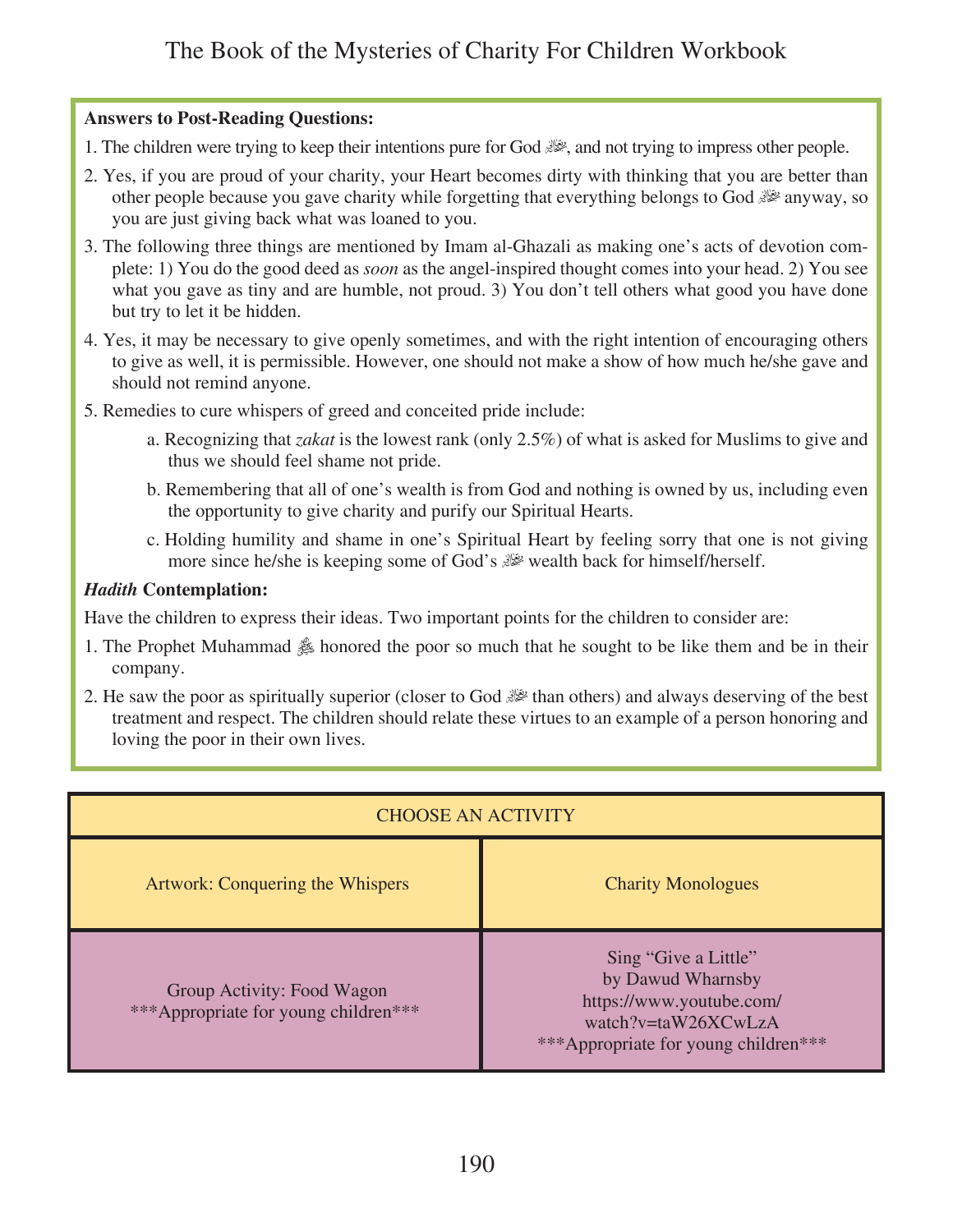**Answers to Post-Reading Questions:**

1. The children were trying to keep their intentions pure for God ﷻ, and not trying to impress other people.
2. Yes, if you are proud of your charity, your Heart becomes dirty with thinking that you are better than other people because you gave charity while forgetting that everything belongs to God ﷻ anyway, so you are just giving back what was loaned to you.
3. The following three things are mentioned by Imam al-Ghazali as making one's acts of devotion complete: 1) You do the good deed as *soon* as the angel-inspired thought comes into your head. 2) You see what you gave as tiny and are humble, not proud. 3) You don't tell others what good you have done but try to let it be hidden.
4. Yes, it may be necessary to give openly sometimes, and with the right intention of encouraging others to give as well, it is permissible. However, one should not make a show of how much he/she gave and should not remind anyone.
5. Remedies to cure whispers of greed and conceited pride include:
   a. Recognizing that *zakat* is the lowest rank (only 2.5%) of what is asked for Muslims to give and thus we should feel shame not pride.
   b. Remembering that all of one's wealth is from God and nothing is owned by us, including even the opportunity to give charity and purify our Spiritual Hearts.
   c. Holding humility and shame in one's Spiritual Heart by feeling sorry that one is not giving more since he/she is keeping some of God's ﷻ wealth back for himself/herself.

***Hadith* Contemplation:**

Have the children to express their ideas. Two important points for the children to consider are:

1. The Prophet Muhammad ﷺ honored the poor so much that he sought to be like them and be in their company.
2. He saw the poor as spiritually superior (closer to God ﷻ than others) and always deserving of the best treatment and respect. The children should relate these virtues to an example of a person honoring and loving the poor in their own lives.

| CHOOSE AN ACTIVITY | |
|---|---|
| Artwork: Conquering the Whispers | Charity Monologues |
| Group Activity: Food Wagon ***Appropriate for young children*** | Sing "Give a Little" by Dawud Wharnsby https://www.youtube.com/watch?v=taW26XCwLzA ***Appropriate for young children*** |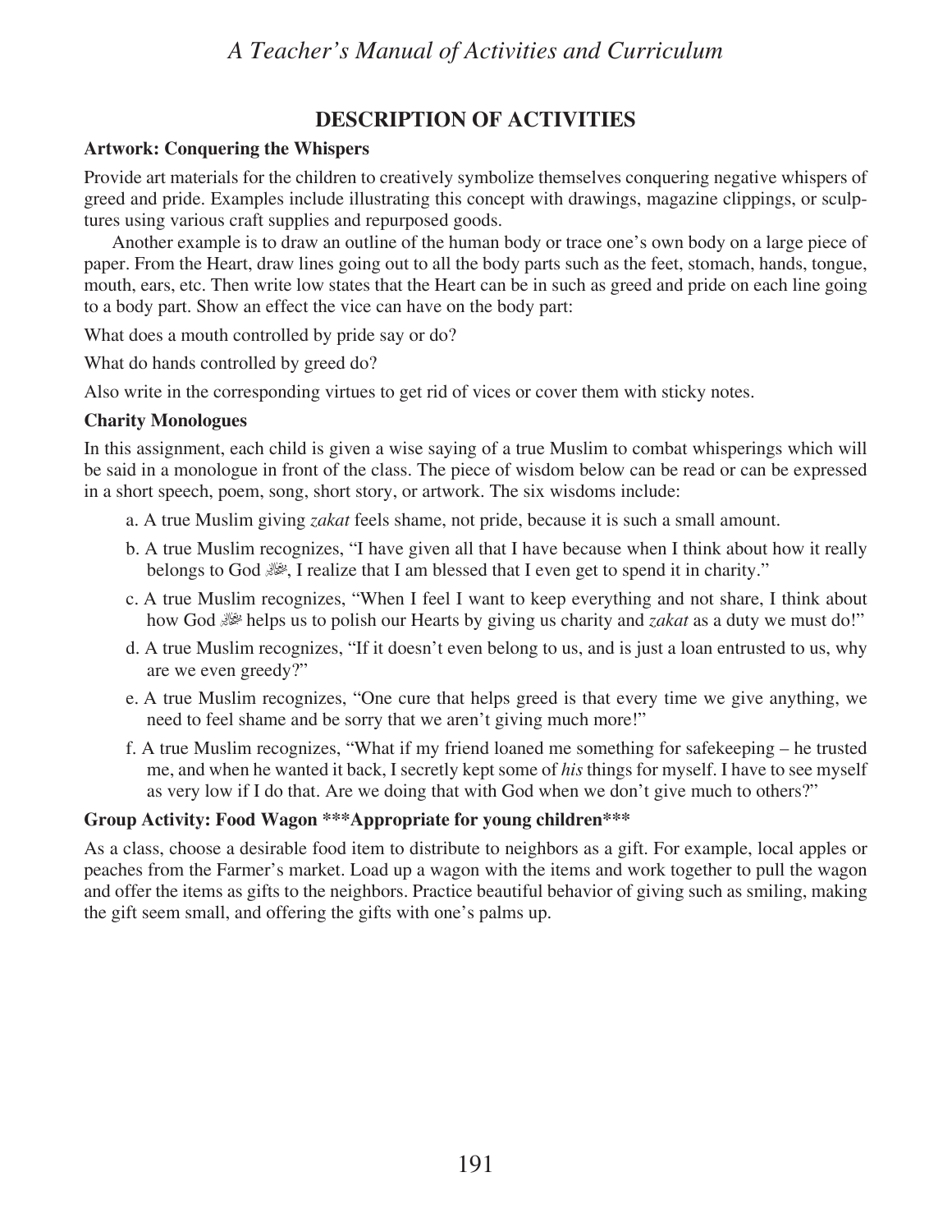## DESCRIPTION OF ACTIVITIES

**Artwork: Conquering the Whispers**

Provide art materials for the children to creatively symbolize themselves conquering negative whispers of greed and pride. Examples include illustrating this concept with drawings, magazine clippings, or sculptures using various craft supplies and repurposed goods.

Another example is to draw an outline of the human body or trace one's own body on a large piece of paper. From the Heart, draw lines going out to all the body parts such as the feet, stomach, hands, tongue, mouth, ears, etc. Then write low states that the Heart can be in such as greed and pride on each line going to a body part. Show an effect the vice can have on the body part:

What does a mouth controlled by pride say or do?

What do hands controlled by greed do?

Also write in the corresponding virtues to get rid of vices or cover them with sticky notes.

**Charity Monologues**

In this assignment, each child is given a wise saying of a true Muslim to combat whisperings which will be said in a monologue in front of the class. The piece of wisdom below can be read or can be expressed in a short speech, poem, song, short story, or artwork. The six wisdoms include:

a. A true Muslim giving *zakat* feels shame, not pride, because it is such a small amount.

b. A true Muslim recognizes, "I have given all that I have because when I think about how it really belongs to God ﷻ, I realize that I am blessed that I even get to spend it in charity."

c. A true Muslim recognizes, "When I feel I want to keep everything and not share, I think about how God ﷻ helps us to polish our Hearts by giving us charity and *zakat* as a duty we must do!"

d. A true Muslim recognizes, "If it doesn't even belong to us, and is just a loan entrusted to us, why are we even greedy?"

e. A true Muslim recognizes, "One cure that helps greed is that every time we give anything, we need to feel shame and be sorry that we aren't giving much more!"

f. A true Muslim recognizes, "What if my friend loaned me something for safekeeping – he trusted me, and when he wanted it back, I secretly kept some of *his* things for myself. I have to see myself as very low if I do that. Are we doing that with God when we don't give much to others?"

**Group Activity: Food Wagon ***Appropriate for young children*****

As a class, choose a desirable food item to distribute to neighbors as a gift. For example, local apples or peaches from the Farmer's market. Load up a wagon with the items and work together to pull the wagon and offer the items as gifts to the neighbors. Practice beautiful behavior of giving such as smiling, making the gift seem small, and offering the gifts with one's palms up.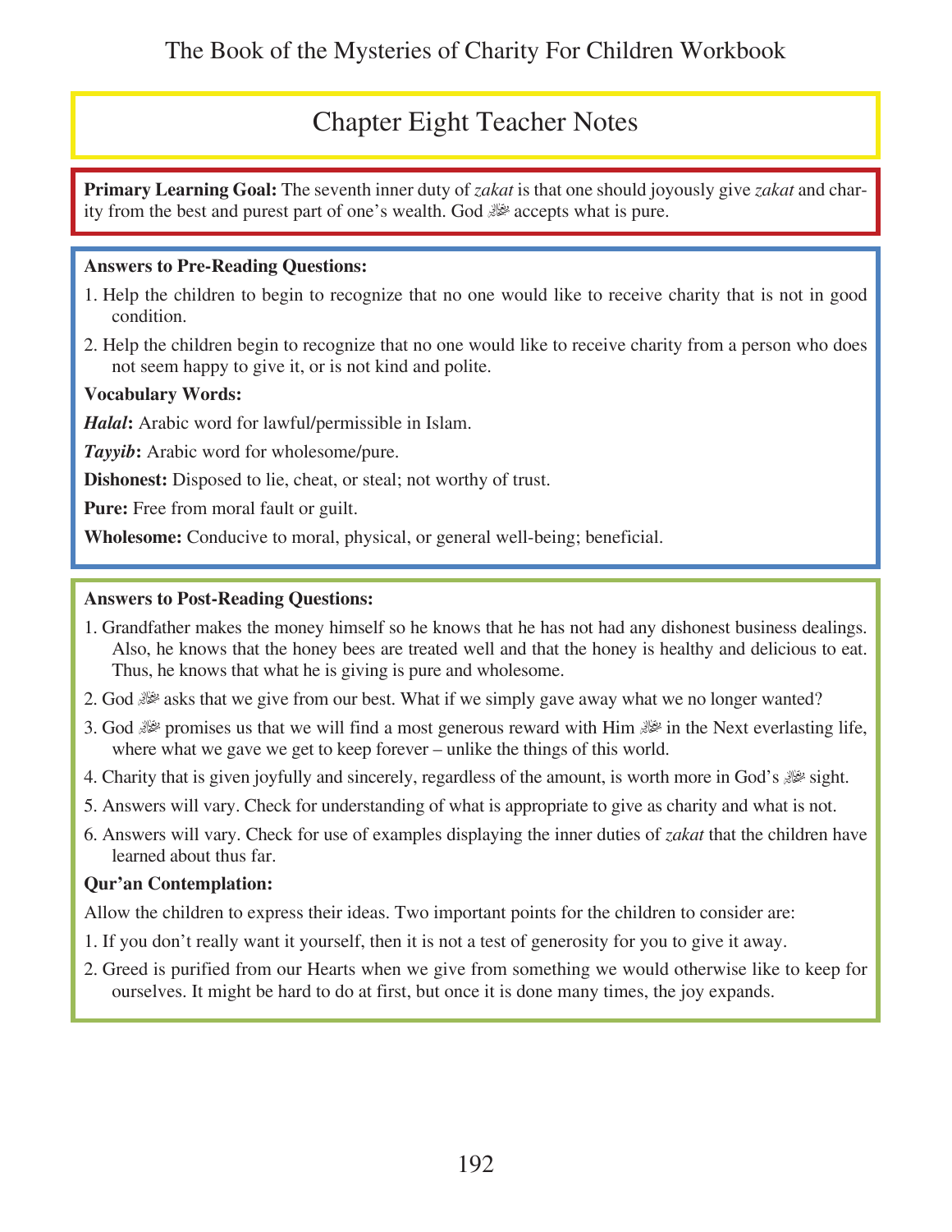## Chapter Eight Teacher Notes

**Primary Learning Goal:** The seventh inner duty of *zakat* is that one should joyously give *zakat* and charity from the best and purest part of one's wealth. God ﷻ accepts what is pure.

**Answers to Pre-Reading Questions:**

1. Help the children to begin to recognize that no one would like to receive charity that is not in good condition.
2. Help the children begin to recognize that no one would like to receive charity from a person who does not seem happy to give it, or is not kind and polite.

**Vocabulary Words:**

***Halal*:** Arabic word for lawful/permissible in Islam.

***Tayyib*:** Arabic word for wholesome/pure.

**Dishonest:** Disposed to lie, cheat, or steal; not worthy of trust.

**Pure:** Free from moral fault or guilt.

**Wholesome:** Conducive to moral, physical, or general well-being; beneficial.

**Answers to Post-Reading Questions:**

1. Grandfather makes the money himself so he knows that he has not had any dishonest business dealings. Also, he knows that the honey bees are treated well and that the honey is healthy and delicious to eat. Thus, he knows that what he is giving is pure and wholesome.
2. God ﷻ asks that we give from our best. What if we simply gave away what we no longer wanted?
3. God ﷻ promises us that we will find a most generous reward with Him ﷻ in the Next everlasting life, where what we gave we get to keep forever – unlike the things of this world.
4. Charity that is given joyfully and sincerely, regardless of the amount, is worth more in God's ﷻ sight.
5. Answers will vary. Check for understanding of what is appropriate to give as charity and what is not.
6. Answers will vary. Check for use of examples displaying the inner duties of *zakat* that the children have learned about thus far.

**Qur'an Contemplation:**

Allow the children to express their ideas. Two important points for the children to consider are:

1. If you don't really want it yourself, then it is not a test of generosity for you to give it away.
2. Greed is purified from our Hearts when we give from something we would otherwise like to keep for ourselves. It might be hard to do at first, but once it is done many times, the joy expands.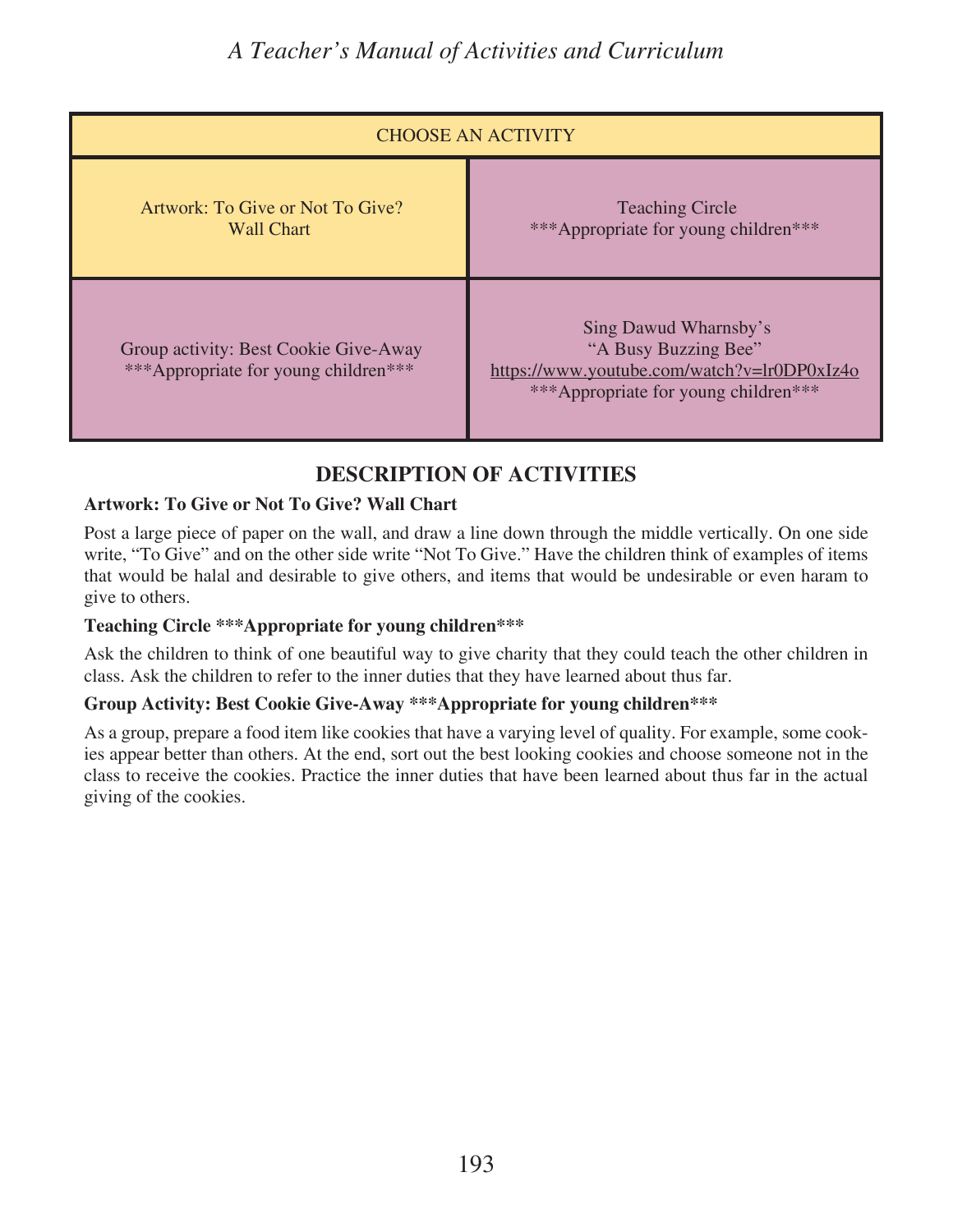| CHOOSE AN ACTIVITY | |
|---|---|
| Artwork: To Give or Not To Give? Wall Chart | Teaching Circle ***Appropriate for young children*** |
| Group activity: Best Cookie Give-Away ***Appropriate for young children*** | Sing Dawud Wharnsby's "A Busy Buzzing Bee" https://www.youtube.com/watch?v=lr0DP0xIz4o ***Appropriate for young children*** |

## DESCRIPTION OF ACTIVITIES

**Artwork: To Give or Not To Give? Wall Chart**

Post a large piece of paper on the wall, and draw a line down through the middle vertically. On one side write, "To Give" and on the other side write "Not To Give." Have the children think of examples of items that would be halal and desirable to give others, and items that would be undesirable or even haram to give to others.

**Teaching Circle ***Appropriate for young children*****

Ask the children to think of one beautiful way to give charity that they could teach the other children in class. Ask the children to refer to the inner duties that they have learned about thus far.

**Group Activity: Best Cookie Give-Away ***Appropriate for young children*****

As a group, prepare a food item like cookies that have a varying level of quality. For example, some cookies appear better than others. At the end, sort out the best looking cookies and choose someone not in the class to receive the cookies. Practice the inner duties that have been learned about thus far in the actual giving of the cookies.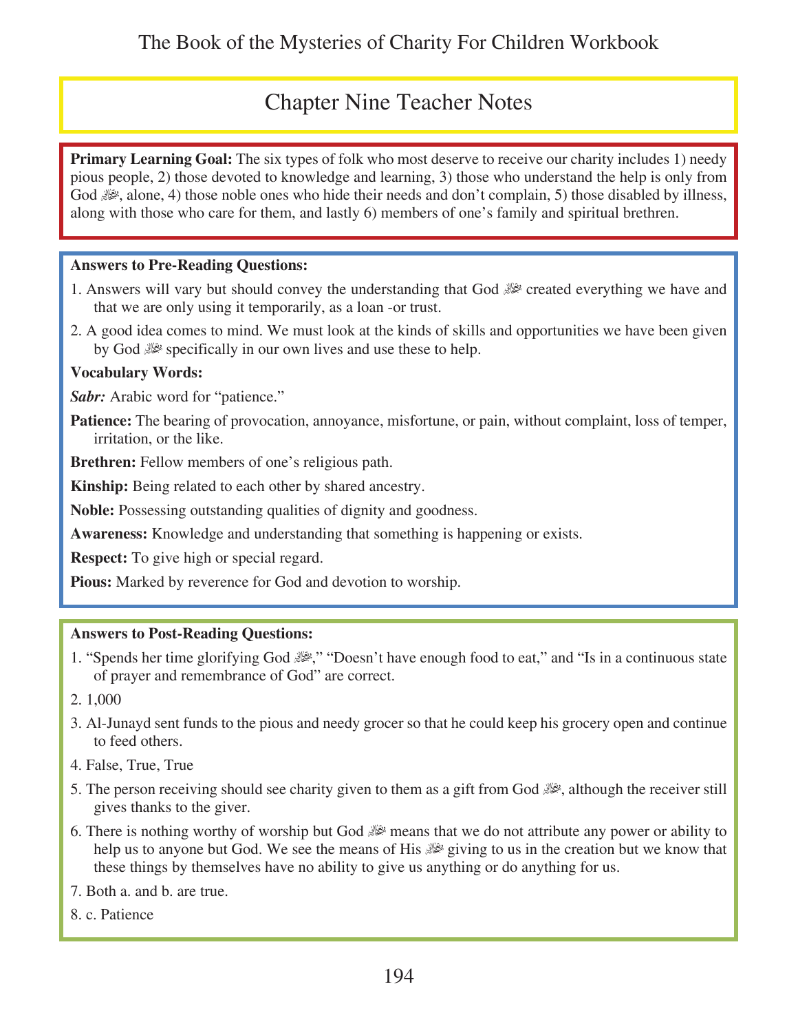## Chapter Nine Teacher Notes

**Primary Learning Goal:** The six types of folk who most deserve to receive our charity includes 1) needy pious people, 2) those devoted to knowledge and learning, 3) those who understand the help is only from God ﷻ, alone, 4) those noble ones who hide their needs and don't complain, 5) those disabled by illness, along with those who care for them, and lastly 6) members of one's family and spiritual brethren.

**Answers to Pre-Reading Questions:**

1. Answers will vary but should convey the understanding that God ﷻ created everything we have and that we are only using it temporarily, as a loan -or trust.
2. A good idea comes to mind. We must look at the kinds of skills and opportunities we have been given by God ﷻ specifically in our own lives and use these to help.

**Vocabulary Words:**

***Sabr:*** Arabic word for "patience."

**Patience:** The bearing of provocation, annoyance, misfortune, or pain, without complaint, loss of temper, irritation, or the like.

**Brethren:** Fellow members of one's religious path.

**Kinship:** Being related to each other by shared ancestry.

**Noble:** Possessing outstanding qualities of dignity and goodness.

**Awareness:** Knowledge and understanding that something is happening or exists.

**Respect:** To give high or special regard.

**Pious:** Marked by reverence for God and devotion to worship.

**Answers to Post-Reading Questions:**

1. "Spends her time glorifying God ﷻ," "Doesn't have enough food to eat," and "Is in a continuous state of prayer and remembrance of God" are correct.
2. 1,000
3. Al-Junayd sent funds to the pious and needy grocer so that he could keep his grocery open and continue to feed others.
4. False, True, True
5. The person receiving should see charity given to them as a gift from God ﷻ, although the receiver still gives thanks to the giver.
6. There is nothing worthy of worship but God ﷻ means that we do not attribute any power or ability to help us to anyone but God. We see the means of His ﷻ giving to us in the creation but we know that these things by themselves have no ability to give us anything or do anything for us.
7. Both a. and b. are true.
8. c. Patience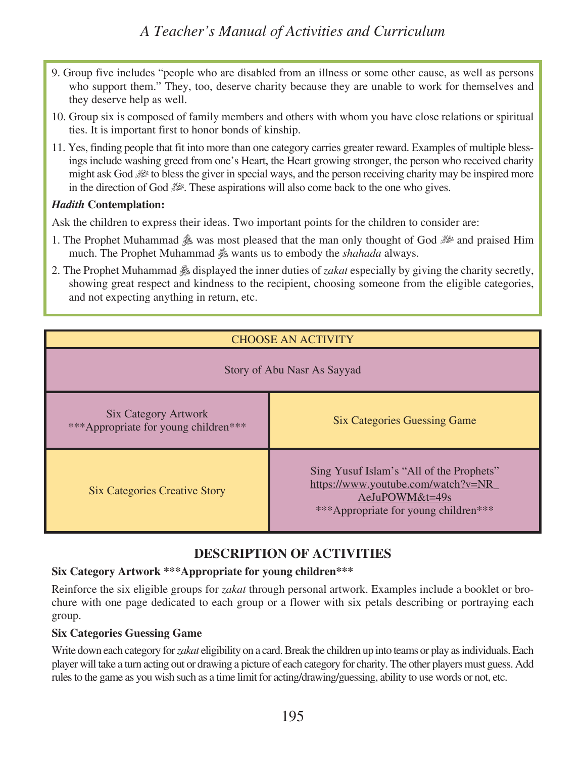9. Group five includes "people who are disabled from an illness or some other cause, as well as persons who support them." They, too, deserve charity because they are unable to work for themselves and they deserve help as well.
10. Group six is composed of family members and others with whom you have close relations or spiritual ties. It is important first to honor bonds of kinship.
11. Yes, finding people that fit into more than one category carries greater reward. Examples of multiple blessings include washing greed from one's Heart, the Heart growing stronger, the person who received charity might ask God ﷻ to bless the giver in special ways, and the person receiving charity may be inspired more in the direction of God ﷻ. These aspirations will also come back to the one who gives.

***Hadith* Contemplation:**

Ask the children to express their ideas. Two important points for the children to consider are:

1. The Prophet Muhammad ﷺ was most pleased that the man only thought of God ﷻ and praised Him much. The Prophet Muhammad ﷺ wants us to embody the *shahada* always.
2. The Prophet Muhammad ﷺ displayed the inner duties of *zakat* especially by giving the charity secretly, showing great respect and kindness to the recipient, choosing someone from the eligible categories, and not expecting anything in return, etc.

| CHOOSE AN ACTIVITY | |
|---|---|
| Story of Abu Nasr As Sayyad | |
| Six Category Artwork ***Appropriate for young children*** | Six Categories Guessing Game |
| Six Categories Creative Story | Sing Yusuf Islam's "All of the Prophets" https://www.youtube.com/watch?v=NR_AeJuPOWM&t=49s ***Appropriate for young children*** |

## DESCRIPTION OF ACTIVITIES

**Six Category Artwork ***Appropriate for young children*****

Reinforce the six eligible groups for *zakat* through personal artwork. Examples include a booklet or brochure with one page dedicated to each group or a flower with six petals describing or portraying each group.

**Six Categories Guessing Game**

Write down each category for *zakat* eligibility on a card. Break the children up into teams or play as individuals. Each player will take a turn acting out or drawing a picture of each category for charity. The other players must guess. Add rules to the game as you wish such as a time limit for acting/drawing/guessing, ability to use words or not, etc.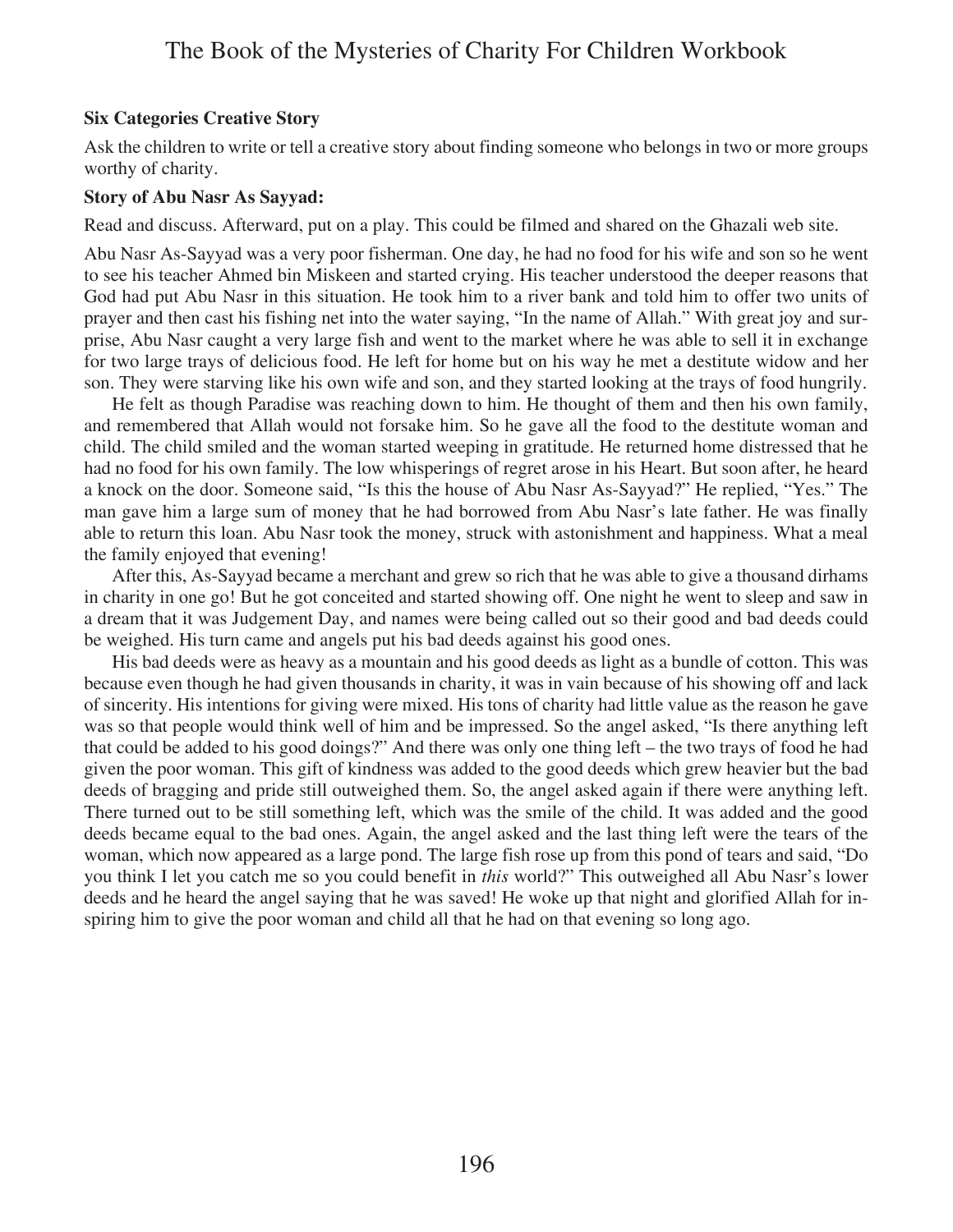**Six Categories Creative Story**

Ask the children to write or tell a creative story about finding someone who belongs in two or more groups worthy of charity.

**Story of Abu Nasr As Sayyad:**

Read and discuss. Afterward, put on a play. This could be filmed and shared on the Ghazali web site.

Abu Nasr As-Sayyad was a very poor fisherman. One day, he had no food for his wife and son so he went to see his teacher Ahmed bin Miskeen and started crying. His teacher understood the deeper reasons that God had put Abu Nasr in this situation. He took him to a river bank and told him to offer two units of prayer and then cast his fishing net into the water saying, "In the name of Allah." With great joy and surprise, Abu Nasr caught a very large fish and went to the market where he was able to sell it in exchange for two large trays of delicious food. He left for home but on his way he met a destitute widow and her son. They were starving like his own wife and son, and they started looking at the trays of food hungrily.

He felt as though Paradise was reaching down to him. He thought of them and then his own family, and remembered that Allah would not forsake him. So he gave all the food to the destitute woman and child. The child smiled and the woman started weeping in gratitude. He returned home distressed that he had no food for his own family. The low whisperings of regret arose in his Heart. But soon after, he heard a knock on the door. Someone said, "Is this the house of Abu Nasr As-Sayyad?" He replied, "Yes." The man gave him a large sum of money that he had borrowed from Abu Nasr's late father. He was finally able to return this loan. Abu Nasr took the money, struck with astonishment and happiness. What a meal the family enjoyed that evening!

After this, As-Sayyad became a merchant and grew so rich that he was able to give a thousand dirhams in charity in one go! But he got conceited and started showing off. One night he went to sleep and saw in a dream that it was Judgement Day, and names were being called out so their good and bad deeds could be weighed. His turn came and angels put his bad deeds against his good ones.

His bad deeds were as heavy as a mountain and his good deeds as light as a bundle of cotton. This was because even though he had given thousands in charity, it was in vain because of his showing off and lack of sincerity. His intentions for giving were mixed. His tons of charity had little value as the reason he gave was so that people would think well of him and be impressed. So the angel asked, "Is there anything left that could be added to his good doings?" And there was only one thing left – the two trays of food he had given the poor woman. This gift of kindness was added to the good deeds which grew heavier but the bad deeds of bragging and pride still outweighed them. So, the angel asked again if there were anything left. There turned out to be still something left, which was the smile of the child. It was added and the good deeds became equal to the bad ones. Again, the angel asked and the last thing left were the tears of the woman, which now appeared as a large pond. The large fish rose up from this pond of tears and said, "Do you think I let you catch me so you could benefit in *this* world?" This outweighed all Abu Nasr's lower deeds and he heard the angel saying that he was saved! He woke up that night and glorified Allah for inspiring him to give the poor woman and child all that he had on that evening so long ago.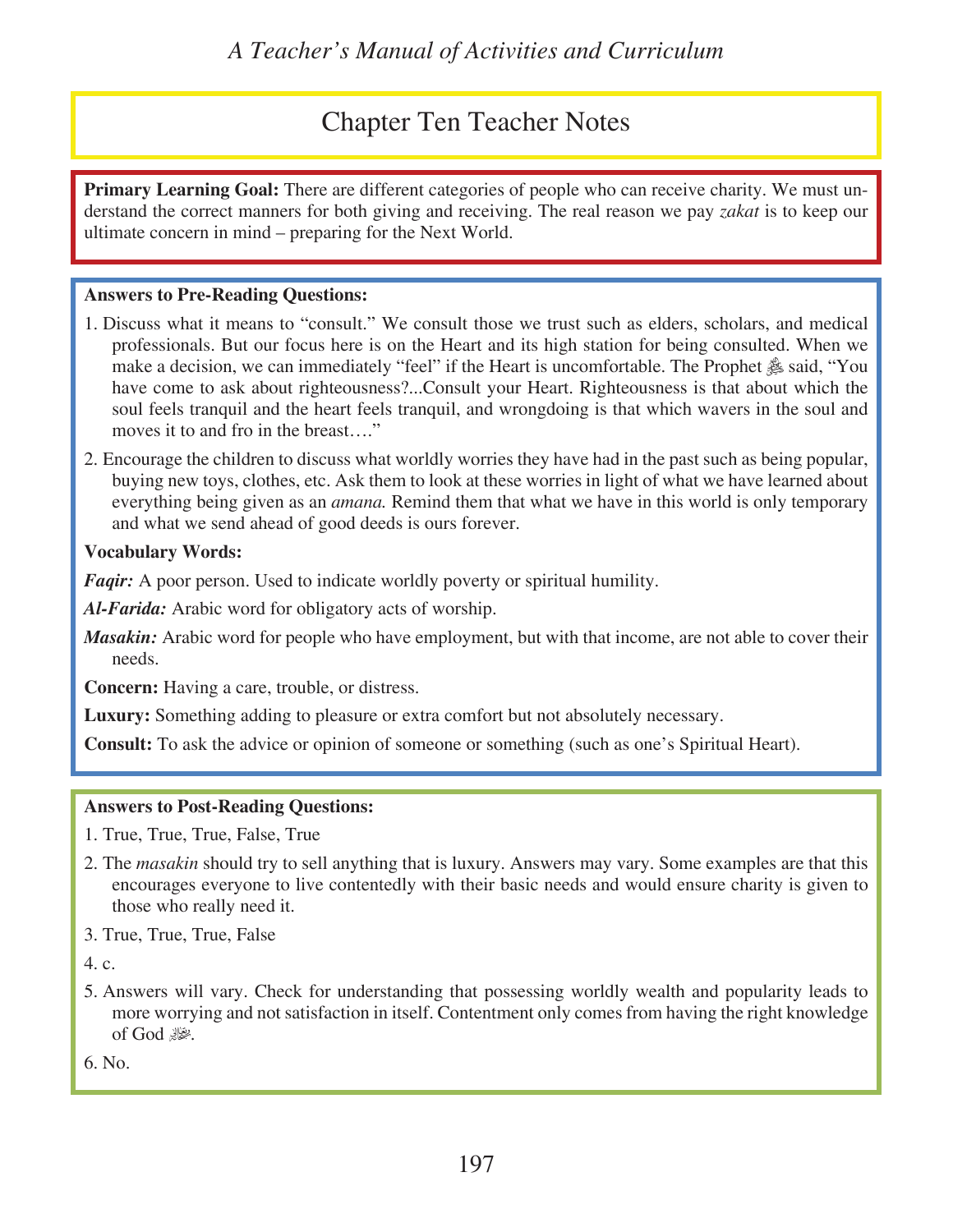## Chapter Ten Teacher Notes

**Primary Learning Goal:** There are different categories of people who can receive charity. We must understand the correct manners for both giving and receiving. The real reason we pay *zakat* is to keep our ultimate concern in mind – preparing for the Next World.

**Answers to Pre-Reading Questions:**

1. Discuss what it means to "consult." We consult those we trust such as elders, scholars, and medical professionals. But our focus here is on the Heart and its high station for being consulted. When we make a decision, we can immediately "feel" if the Heart is uncomfortable. The Prophet ﷺ said, "You have come to ask about righteousness?...Consult your Heart. Righteousness is that about which the soul feels tranquil and the heart feels tranquil, and wrongdoing is that which wavers in the soul and moves it to and fro in the breast…."
2. Encourage the children to discuss what worldly worries they have had in the past such as being popular, buying new toys, clothes, etc. Ask them to look at these worries in light of what we have learned about everything being given as an *amana.* Remind them that what we have in this world is only temporary and what we send ahead of good deeds is ours forever.

**Vocabulary Words:**

***Faqir:*** A poor person. Used to indicate worldly poverty or spiritual humility.

***Al-Farida:*** Arabic word for obligatory acts of worship.

***Masakin:*** Arabic word for people who have employment, but with that income, are not able to cover their needs.

**Concern:** Having a care, trouble, or distress.

**Luxury:** Something adding to pleasure or extra comfort but not absolutely necessary.

**Consult:** To ask the advice or opinion of someone or something (such as one's Spiritual Heart).

**Answers to Post-Reading Questions:**

1. True, True, True, False, True
2. The *masakin* should try to sell anything that is luxury. Answers may vary. Some examples are that this encourages everyone to live contentedly with their basic needs and would ensure charity is given to those who really need it.
3. True, True, True, False
4. c.
5. Answers will vary. Check for understanding that possessing worldly wealth and popularity leads to more worrying and not satisfaction in itself. Contentment only comes from having the right knowledge of God ﷻ.
6. No.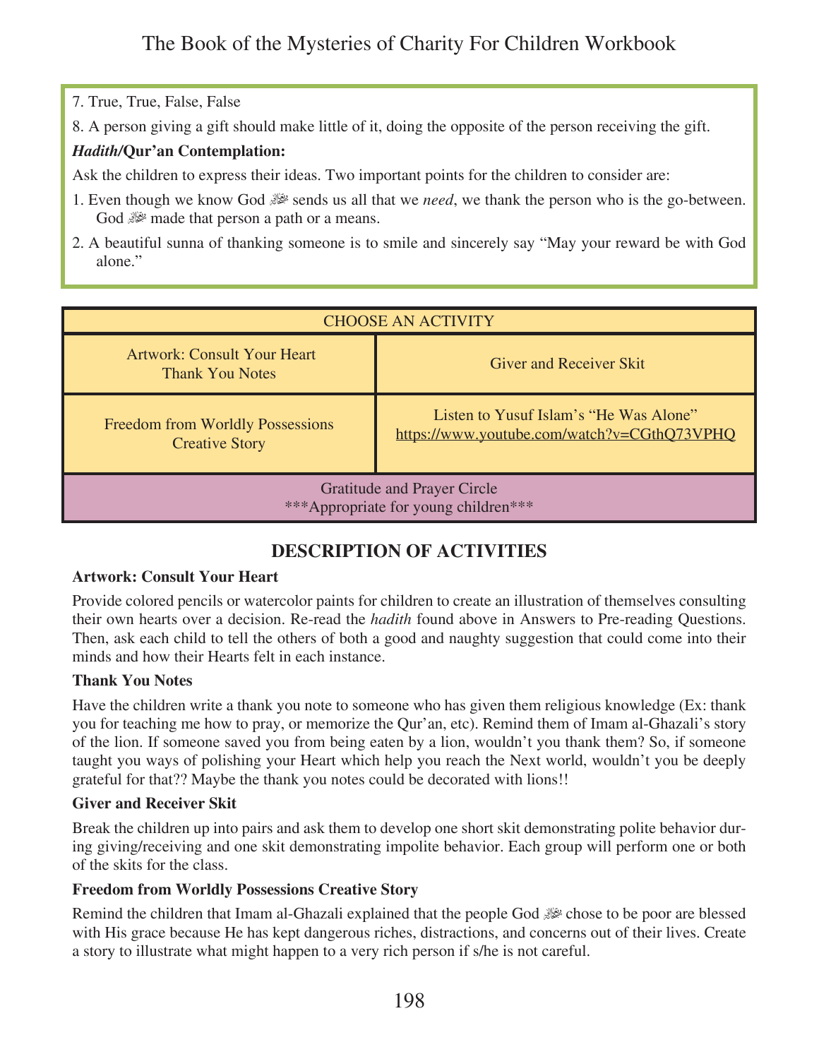7. True, True, False, False

8. A person giving a gift should make little of it, doing the opposite of the person receiving the gift.

***Hadith*/Qur'an Contemplation:**

Ask the children to express their ideas. Two important points for the children to consider are:

1. Even though we know God ﷻ sends us all that we *need*, we thank the person who is the go-between. God ﷻ made that person a path or a means.
2. A beautiful sunna of thanking someone is to smile and sincerely say "May your reward be with God alone."

| CHOOSE AN ACTIVITY | |
|---|---|
| Artwork: Consult Your Heart<br>Thank You Notes | Giver and Receiver Skit |
| Freedom from Worldly Possessions<br>Creative Story | Listen to Yusuf Islam's "He Was Alone"<br>https://www.youtube.com/watch?v=CGthQ73VPHQ |
| Gratitude and Prayer Circle<br>***Appropriate for young children*** | |

## DESCRIPTION OF ACTIVITIES

**Artwork: Consult Your Heart**

Provide colored pencils or watercolor paints for children to create an illustration of themselves consulting their own hearts over a decision. Re-read the *hadith* found above in Answers to Pre-reading Questions. Then, ask each child to tell the others of both a good and naughty suggestion that could come into their minds and how their Hearts felt in each instance.

**Thank You Notes**

Have the children write a thank you note to someone who has given them religious knowledge (Ex: thank you for teaching me how to pray, or memorize the Qur'an, etc). Remind them of Imam al-Ghazali's story of the lion. If someone saved you from being eaten by a lion, wouldn't you thank them? So, if someone taught you ways of polishing your Heart which help you reach the Next world, wouldn't you be deeply grateful for that?? Maybe the thank you notes could be decorated with lions!!

**Giver and Receiver Skit**

Break the children up into pairs and ask them to develop one short skit demonstrating polite behavior during giving/receiving and one skit demonstrating impolite behavior. Each group will perform one or both of the skits for the class.

**Freedom from Worldly Possessions Creative Story**

Remind the children that Imam al-Ghazali explained that the people God ﷻ chose to be poor are blessed with His grace because He has kept dangerous riches, distractions, and concerns out of their lives. Create a story to illustrate what might happen to a very rich person if s/he is not careful.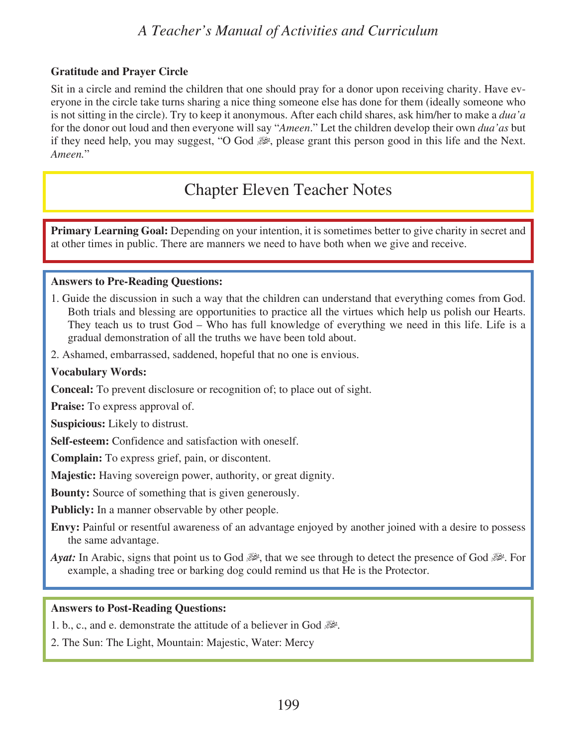**Gratitude and Prayer Circle**

Sit in a circle and remind the children that one should pray for a donor upon receiving charity. Have everyone in the circle take turns sharing a nice thing someone else has done for them (ideally someone who is not sitting in the circle). Try to keep it anonymous. After each child shares, ask him/her to make a *dua'a* for the donor out loud and then everyone will say "*Ameen*." Let the children develop their own *dua'as* but if they need help, you may suggest, "O God ﷻ, please grant this person good in this life and the Next. *Ameen.*"

## Chapter Eleven Teacher Notes

**Primary Learning Goal:** Depending on your intention, it is sometimes better to give charity in secret and at other times in public. There are manners we need to have both when we give and receive.

**Answers to Pre-Reading Questions:**

1. Guide the discussion in such a way that the children can understand that everything comes from God. Both trials and blessing are opportunities to practice all the virtues which help us polish our Hearts. They teach us to trust God – Who has full knowledge of everything we need in this life. Life is a gradual demonstration of all the truths we have been told about.
2. Ashamed, embarrassed, saddened, hopeful that no one is envious.

**Vocabulary Words:**

**Conceal:** To prevent disclosure or recognition of; to place out of sight.

**Praise:** To express approval of.

**Suspicious:** Likely to distrust.

**Self-esteem:** Confidence and satisfaction with oneself.

**Complain:** To express grief, pain, or discontent.

**Majestic:** Having sovereign power, authority, or great dignity.

**Bounty:** Source of something that is given generously.

**Publicly:** In a manner observable by other people.

**Envy:** Painful or resentful awareness of an advantage enjoyed by another joined with a desire to possess the same advantage.

***Ayat:*** In Arabic, signs that point us to God ﷻ, that we see through to detect the presence of God ﷻ. For example, a shading tree or barking dog could remind us that He is the Protector.

**Answers to Post-Reading Questions:**

1. b., c., and e. demonstrate the attitude of a believer in God ﷻ.
2. The Sun: The Light, Mountain: Majestic, Water: Mercy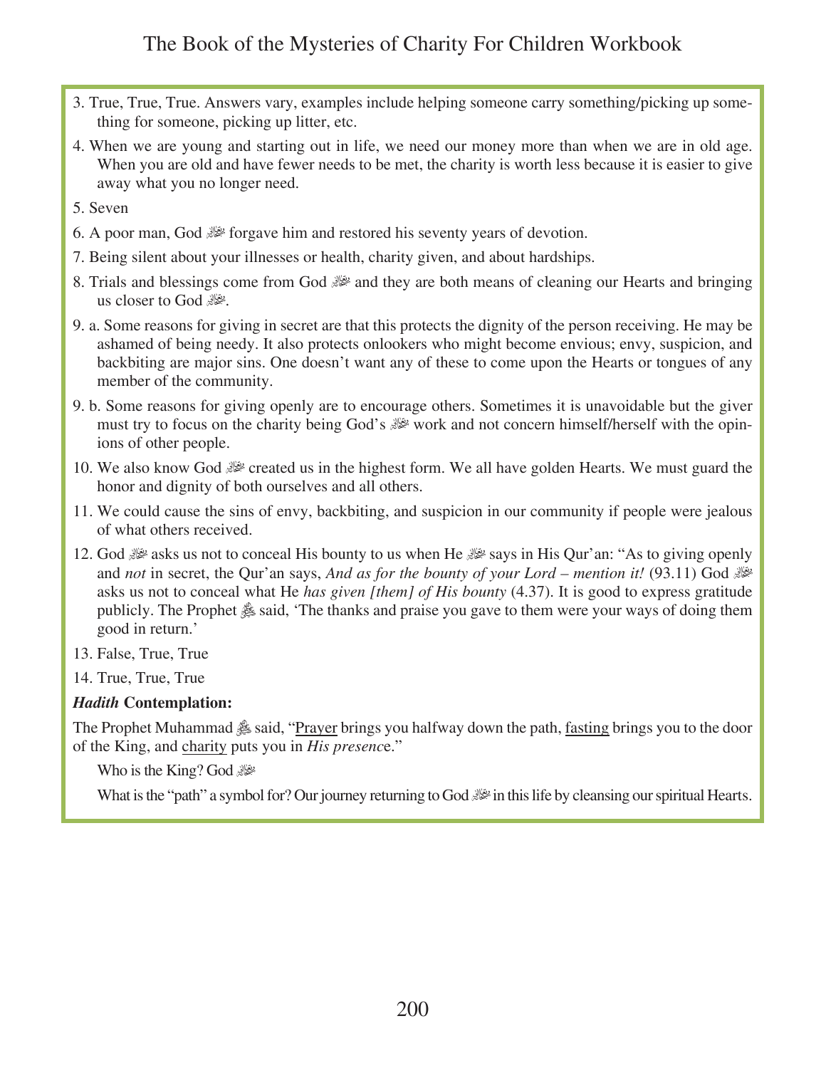3. True, True, True. Answers vary, examples include helping someone carry something/picking up something for someone, picking up litter, etc.

4. When we are young and starting out in life, we need our money more than when we are in old age. When you are old and have fewer needs to be met, the charity is worth less because it is easier to give away what you no longer need.

5. Seven

6. A poor man, God ﷻ forgave him and restored his seventy years of devotion.

7. Being silent about your illnesses or health, charity given, and about hardships.

8. Trials and blessings come from God ﷻ and they are both means of cleaning our Hearts and bringing us closer to God ﷻ.

9. a. Some reasons for giving in secret are that this protects the dignity of the person receiving. He may be ashamed of being needy. It also protects onlookers who might become envious; envy, suspicion, and backbiting are major sins. One doesn't want any of these to come upon the Hearts or tongues of any member of the community.

9. b. Some reasons for giving openly are to encourage others. Sometimes it is unavoidable but the giver must try to focus on the charity being God's ﷻ work and not concern himself/herself with the opinions of other people.

10. We also know God ﷻ created us in the highest form. We all have golden Hearts. We must guard the honor and dignity of both ourselves and all others.

11. We could cause the sins of envy, backbiting, and suspicion in our community if people were jealous of what others received.

12. God ﷻ asks us not to conceal His bounty to us when He ﷻ says in His Qur'an: "As to giving openly and *not* in secret, the Qur'an says, *And as for the bounty of your Lord – mention it!* (93.11) God ﷻ asks us not to conceal what He *has given [them] of His bounty* (4.37). It is good to express gratitude publicly. The Prophet ﷺ said, 'The thanks and praise you gave to them were your ways of doing them good in return.'

13. False, True, True

14. True, True, True

***Hadith* Contemplation:**

The Prophet Muhammad ﷺ said, "Prayer brings you halfway down the path, fasting brings you to the door of the King, and charity puts you in *His presenc*e."

Who is the King? God ﷻ

What is the "path" a symbol for? Our journey returning to God ﷻ in this life by cleansing our spiritual Hearts.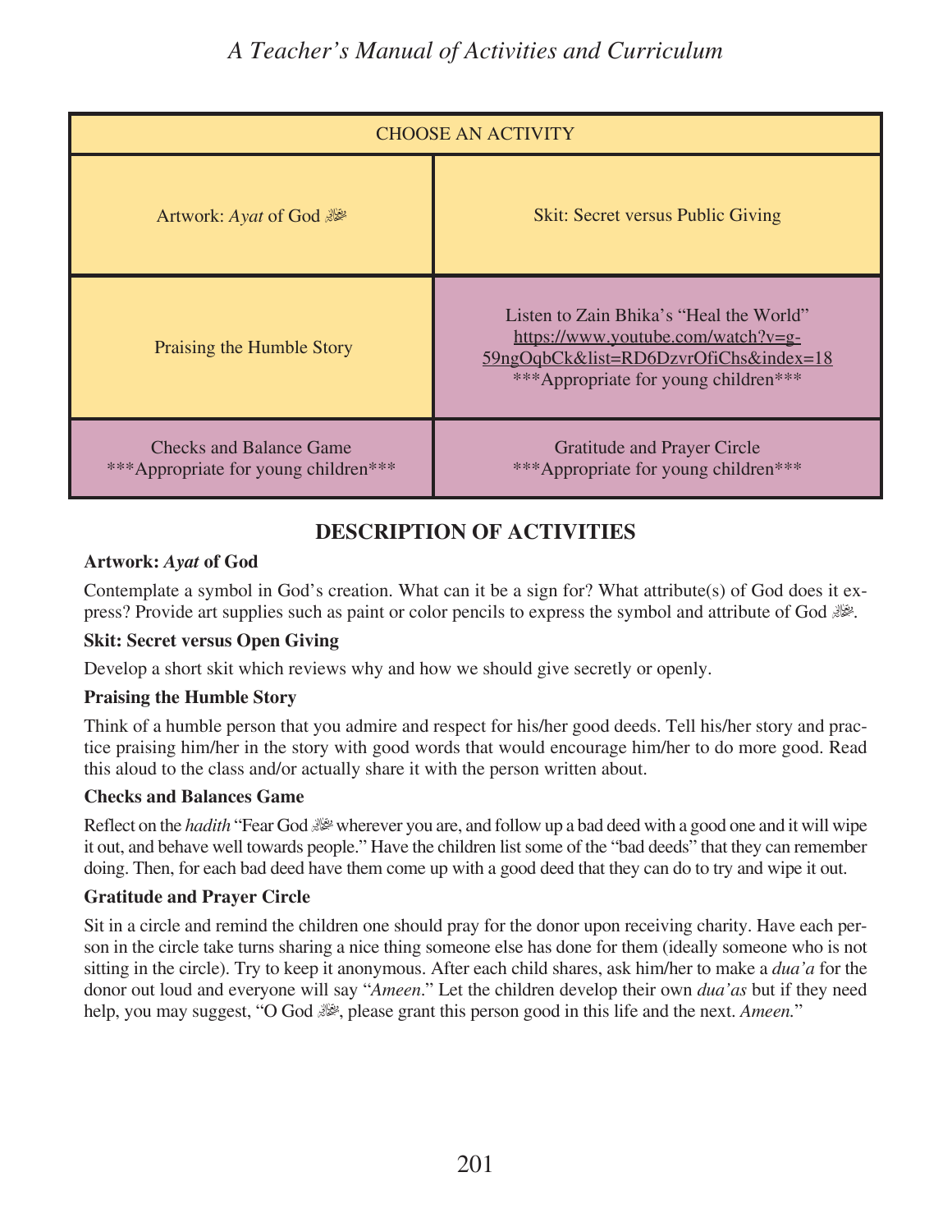| CHOOSE AN ACTIVITY | |
|---|---|
| Artwork: *Ayat* of God ﷻ | Skit: Secret versus Public Giving |
| Praising the Humble Story | Listen to Zain Bhika's "Heal the World" https://www.youtube.com/watch?v=g-59ngOqbCk&list=RD6DzvrOfiChs&index=18 ***Appropriate for young children*** |
| Checks and Balance Game ***Appropriate for young children*** | Gratitude and Prayer Circle ***Appropriate for young children*** |

## DESCRIPTION OF ACTIVITIES

**Artwork: *Ayat* of God**

Contemplate a symbol in God's creation. What can it be a sign for? What attribute(s) of God does it express? Provide art supplies such as paint or color pencils to express the symbol and attribute of God ﷻ.

**Skit: Secret versus Open Giving**

Develop a short skit which reviews why and how we should give secretly or openly.

**Praising the Humble Story**

Think of a humble person that you admire and respect for his/her good deeds. Tell his/her story and practice praising him/her in the story with good words that would encourage him/her to do more good. Read this aloud to the class and/or actually share it with the person written about.

**Checks and Balances Game**

Reflect on the *hadith* "Fear God ﷻ wherever you are, and follow up a bad deed with a good one and it will wipe it out, and behave well towards people." Have the children list some of the "bad deeds" that they can remember doing. Then, for each bad deed have them come up with a good deed that they can do to try and wipe it out.

**Gratitude and Prayer Circle**

Sit in a circle and remind the children one should pray for the donor upon receiving charity. Have each person in the circle take turns sharing a nice thing someone else has done for them (ideally someone who is not sitting in the circle). Try to keep it anonymous. After each child shares, ask him/her to make a *dua'a* for the donor out loud and everyone will say "*Ameen*." Let the children develop their own *dua'as* but if they need help, you may suggest, "O God ﷻ, please grant this person good in this life and the next. *Ameen.*"